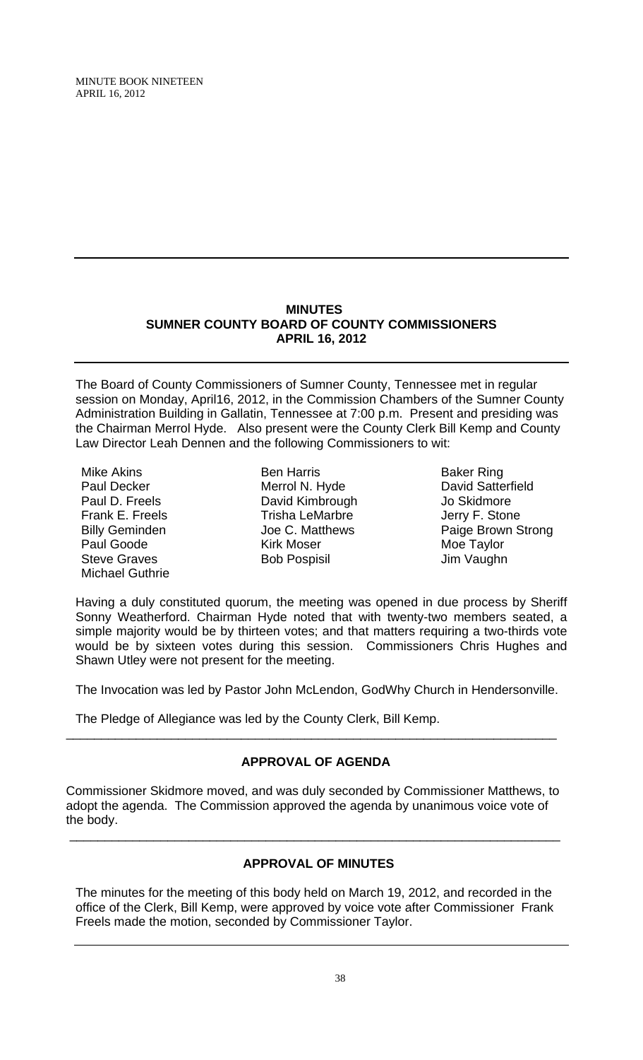## MINUTES
## SUMNER COUNTY BOARD OF COUNTY COMMISSIONERS
## APRIL 16, 2012

The Board of County Commissioners of Sumner County, Tennessee met in regular session on Monday, April16, 2012, in the Commission Chambers of the Sumner County Administration Building in Gallatin, Tennessee at 7:00 p.m. Present and presiding was the Chairman Merrol Hyde. Also present were the County Clerk Bill Kemp and County Law Director Leah Dennen and the following Commissioners to wit:

Mike Akins
Paul Decker
Paul D. Freels
Frank E. Freels
Billy Geminden
Paul Goode
Steve Graves
Michael Guthrie
Ben Harris
Merrol N. Hyde
David Kimbrough
Trisha LeMarbre
Joe C. Matthews
Kirk Moser
Bob Pospisil
Baker Ring
David Satterfield
Jo Skidmore
Jerry F. Stone
Paige Brown Strong
Moe Taylor
Jim Vaughn

Having a duly constituted quorum, the meeting was opened in due process by Sheriff Sonny Weatherford. Chairman Hyde noted that with twenty-two members seated, a simple majority would be by thirteen votes; and that matters requiring a two-thirds vote would be by sixteen votes during this session. Commissioners Chris Hughes and Shawn Utley were not present for the meeting.

The Invocation was led by Pastor John McLendon, GodWhy Church in Hendersonville.

The Pledge of Allegiance was led by the County Clerk, Bill Kemp.

### APPROVAL OF AGENDA

Commissioner Skidmore moved, and was duly seconded by Commissioner Matthews, to adopt the agenda. The Commission approved the agenda by unanimous voice vote of the body.

### APPROVAL OF MINUTES

The minutes for the meeting of this body held on March 19, 2012, and recorded in the office of the Clerk, Bill Kemp, were approved by voice vote after Commissioner Frank Freels made the motion, seconded by Commissioner Taylor.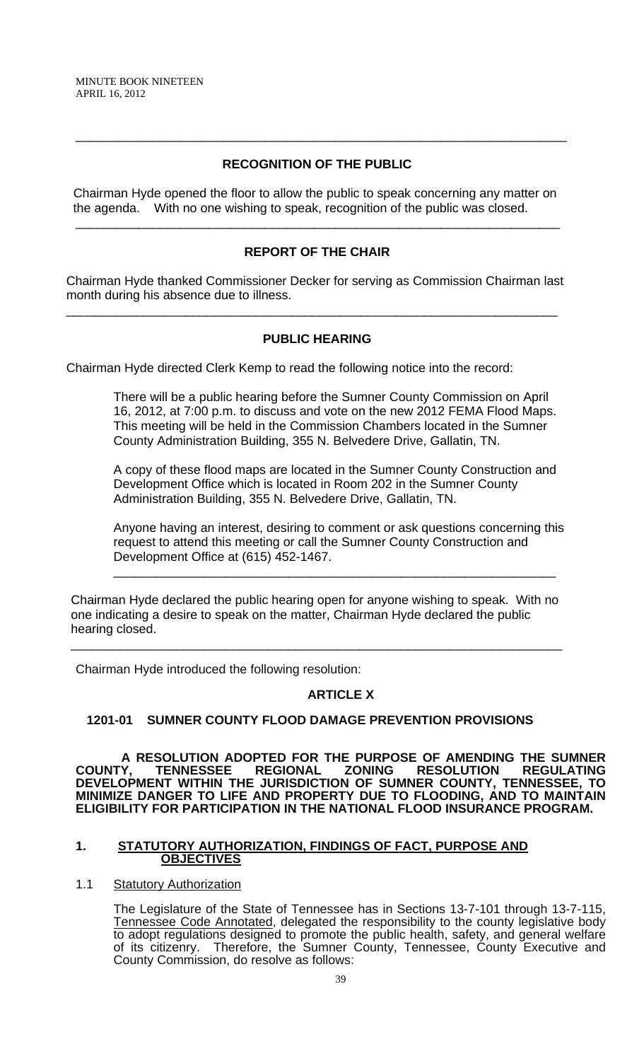---

## RECOGNITION OF THE PUBLIC

Chairman Hyde opened the floor to allow the public to speak concerning any matter on the agenda. With no one wishing to speak, recognition of the public was closed.

---

## REPORT OF THE CHAIR

Chairman Hyde thanked Commissioner Decker for serving as Commission Chairman last month during his absence due to illness.

---

## PUBLIC HEARING

Chairman Hyde directed Clerk Kemp to read the following notice into the record:

> There will be a public hearing before the Sumner County Commission on April 16, 2012, at 7:00 p.m. to discuss and vote on the new 2012 FEMA Flood Maps. This meeting will be held in the Commission Chambers located in the Sumner County Administration Building, 355 N. Belvedere Drive, Gallatin, TN.
>
> A copy of these flood maps are located in the Sumner County Construction and Development Office which is located in Room 202 in the Sumner County Administration Building, 355 N. Belvedere Drive, Gallatin, TN.
>
> Anyone having an interest, desiring to comment or ask questions concerning this request to attend this meeting or call the Sumner County Construction and Development Office at (615) 452-1467.

---

Chairman Hyde declared the public hearing open for anyone wishing to speak. With no one indicating a desire to speak on the matter, Chairman Hyde declared the public hearing closed.

---

Chairman Hyde introduced the following resolution:

## ARTICLE X

### 1201-01 SUMNER COUNTY FLOOD DAMAGE PREVENTION PROVISIONS

**A RESOLUTION ADOPTED FOR THE PURPOSE OF AMENDING THE SUMNER COUNTY, TENNESSEE REGIONAL ZONING RESOLUTION REGULATING DEVELOPMENT WITHIN THE JURISDICTION OF SUMNER COUNTY, TENNESSEE, TO MINIMIZE DANGER TO LIFE AND PROPERTY DUE TO FLOODING, AND TO MAINTAIN ELIGIBILITY FOR PARTICIPATION IN THE NATIONAL FLOOD INSURANCE PROGRAM.**

**1. <u>STATUTORY AUTHORIZATION, FINDINGS OF FACT, PURPOSE AND OBJECTIVES</u>**

1.1 <u>Statutory Authorization</u>

The Legislature of the State of Tennessee has in Sections 13-7-101 through 13-7-115, <u>Tennessee Code Annotated</u>, delegated the responsibility to the county legislative body to adopt regulations designed to promote the public health, safety, and general welfare of its citizenry. Therefore, the Sumner County, Tennessee, County Executive and County Commission, do resolve as follows: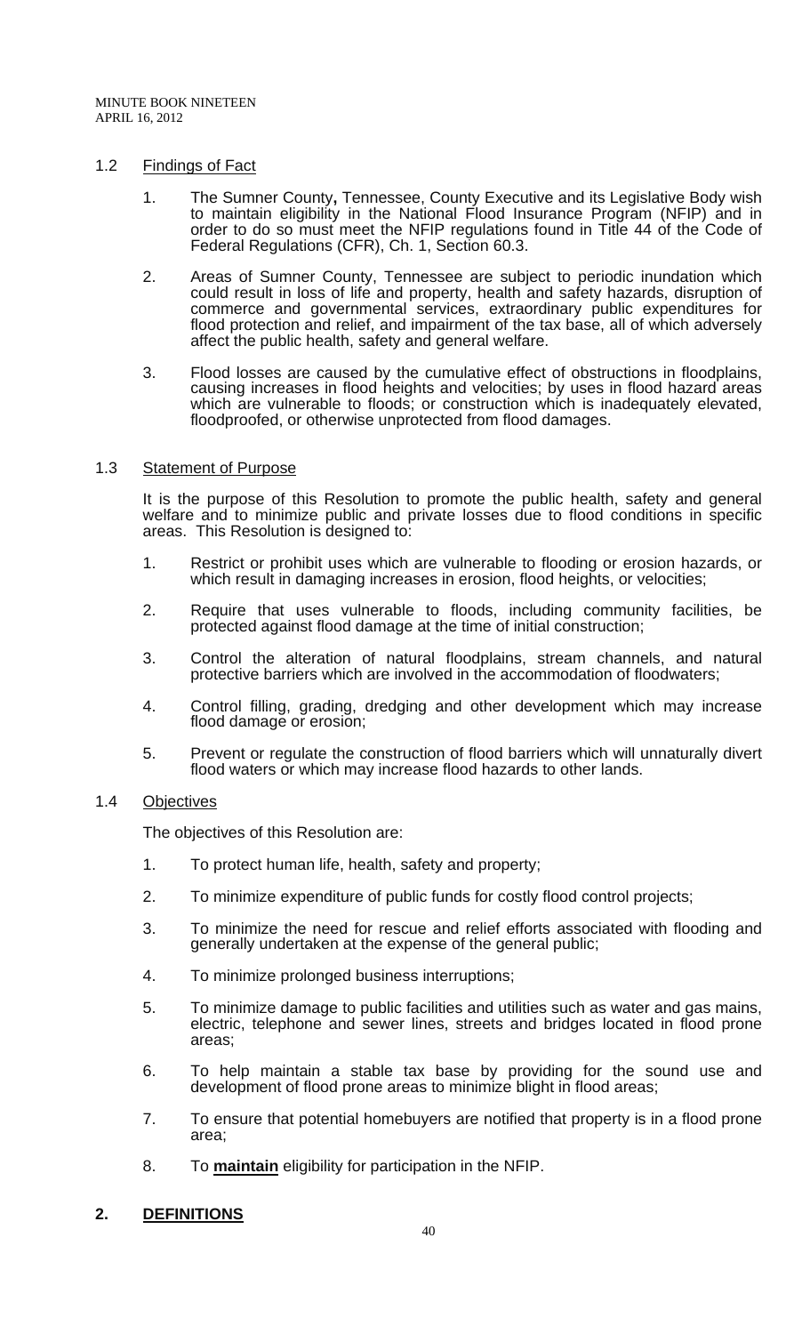### 1.2 Findings of Fact

1. The Sumner County**,** Tennessee, County Executive and its Legislative Body wish to maintain eligibility in the National Flood Insurance Program (NFIP) and in order to do so must meet the NFIP regulations found in Title 44 of the Code of Federal Regulations (CFR), Ch. 1, Section 60.3.

2. Areas of Sumner County, Tennessee are subject to periodic inundation which could result in loss of life and property, health and safety hazards, disruption of commerce and governmental services, extraordinary public expenditures for flood protection and relief, and impairment of the tax base, all of which adversely affect the public health, safety and general welfare.

3. Flood losses are caused by the cumulative effect of obstructions in floodplains, causing increases in flood heights and velocities; by uses in flood hazard areas which are vulnerable to floods; or construction which is inadequately elevated, floodproofed, or otherwise unprotected from flood damages.

### 1.3 Statement of Purpose

It is the purpose of this Resolution to promote the public health, safety and general welfare and to minimize public and private losses due to flood conditions in specific areas. This Resolution is designed to:

1. Restrict or prohibit uses which are vulnerable to flooding or erosion hazards, or which result in damaging increases in erosion, flood heights, or velocities;

2. Require that uses vulnerable to floods, including community facilities, be protected against flood damage at the time of initial construction;

3. Control the alteration of natural floodplains, stream channels, and natural protective barriers which are involved in the accommodation of floodwaters;

4. Control filling, grading, dredging and other development which may increase flood damage or erosion;

5. Prevent or regulate the construction of flood barriers which will unnaturally divert flood waters or which may increase flood hazards to other lands.

### 1.4 Objectives

The objectives of this Resolution are:

1. To protect human life, health, safety and property;

2. To minimize expenditure of public funds for costly flood control projects;

3. To minimize the need for rescue and relief efforts associated with flooding and generally undertaken at the expense of the general public;

4. To minimize prolonged business interruptions;

5. To minimize damage to public facilities and utilities such as water and gas mains, electric, telephone and sewer lines, streets and bridges located in flood prone areas;

6. To help maintain a stable tax base by providing for the sound use and development of flood prone areas to minimize blight in flood areas;

7. To ensure that potential homebuyers are notified that property is in a flood prone area;

8. To **maintain** eligibility for participation in the NFIP.

## 2. DEFINITIONS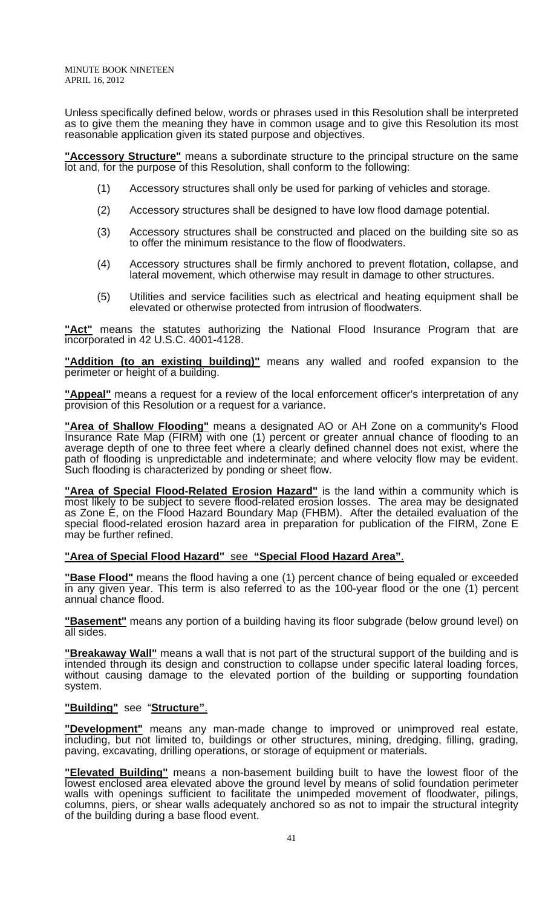Unless specifically defined below, words or phrases used in this Resolution shall be interpreted as to give them the meaning they have in common usage and to give this Resolution its most reasonable application given its stated purpose and objectives.

**"Accessory Structure"** means a subordinate structure to the principal structure on the same lot and, for the purpose of this Resolution, shall conform to the following:

(1) Accessory structures shall only be used for parking of vehicles and storage.

(2) Accessory structures shall be designed to have low flood damage potential.

(3) Accessory structures shall be constructed and placed on the building site so as to offer the minimum resistance to the flow of floodwaters.

(4) Accessory structures shall be firmly anchored to prevent flotation, collapse, and lateral movement, which otherwise may result in damage to other structures.

(5) Utilities and service facilities such as electrical and heating equipment shall be elevated or otherwise protected from intrusion of floodwaters.

**"Act"** means the statutes authorizing the National Flood Insurance Program that are incorporated in 42 U.S.C. 4001-4128.

**"Addition (to an existing building)"** means any walled and roofed expansion to the perimeter or height of a building.

**"Appeal"** means a request for a review of the local enforcement officer's interpretation of any provision of this Resolution or a request for a variance.

**"Area of Shallow Flooding"** means a designated AO or AH Zone on a community's Flood Insurance Rate Map (FIRM) with one (1) percent or greater annual chance of flooding to an average depth of one to three feet where a clearly defined channel does not exist, where the path of flooding is unpredictable and indeterminate; and where velocity flow may be evident. Such flooding is characterized by ponding or sheet flow.

**"Area of Special Flood-Related Erosion Hazard"** is the land within a community which is most likely to be subject to severe flood-related erosion losses. The area may be designated as Zone E, on the Flood Hazard Boundary Map (FHBM). After the detailed evaluation of the special flood-related erosion hazard area in preparation for publication of the FIRM, Zone E may be further refined.

**"Area of Special Flood Hazard"** see **"Special Flood Hazard Area"**.

**"Base Flood"** means the flood having a one (1) percent chance of being equaled or exceeded in any given year. This term is also referred to as the 100-year flood or the one (1) percent annual chance flood.

**"Basement"** means any portion of a building having its floor subgrade (below ground level) on all sides.

**"Breakaway Wall"** means a wall that is not part of the structural support of the building and is intended through its design and construction to collapse under specific lateral loading forces, without causing damage to the elevated portion of the building or supporting foundation system.

**"Building"** see "**Structure**".

**"Development"** means any man-made change to improved or unimproved real estate, including, but not limited to, buildings or other structures, mining, dredging, filling, grading, paving, excavating, drilling operations, or storage of equipment or materials.

**"Elevated Building"** means a non-basement building built to have the lowest floor of the lowest enclosed area elevated above the ground level by means of solid foundation perimeter walls with openings sufficient to facilitate the unimpeded movement of floodwater, pilings, columns, piers, or shear walls adequately anchored so as not to impair the structural integrity of the building during a base flood event.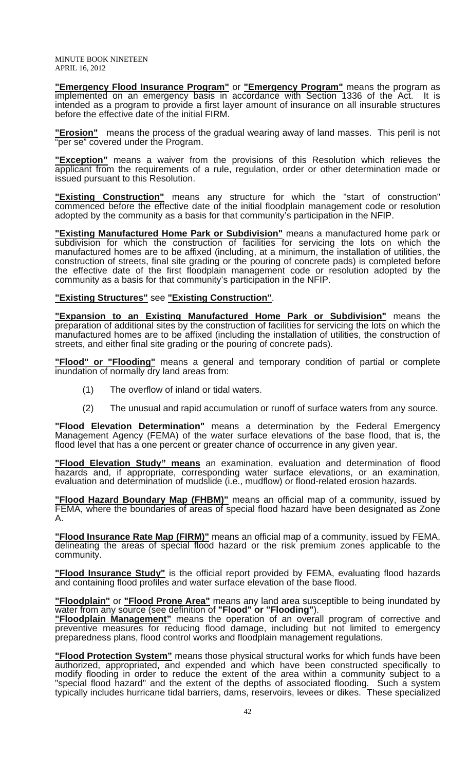**"Emergency Flood Insurance Program"** or **"Emergency Program"** means the program as implemented on an emergency basis in accordance with Section 1336 of the Act. It is intended as a program to provide a first layer amount of insurance on all insurable structures before the effective date of the initial FIRM.

**"Erosion"** means the process of the gradual wearing away of land masses. This peril is not "per se" covered under the Program.

**"Exception"** means a waiver from the provisions of this Resolution which relieves the applicant from the requirements of a rule, regulation, order or other determination made or issued pursuant to this Resolution.

**"Existing Construction"** means any structure for which the "start of construction" commenced before the effective date of the initial floodplain management code or resolution adopted by the community as a basis for that community's participation in the NFIP.

**"Existing Manufactured Home Park or Subdivision"** means a manufactured home park or subdivision for which the construction of facilities for servicing the lots on which the manufactured homes are to be affixed (including, at a minimum, the installation of utilities, the construction of streets, final site grading or the pouring of concrete pads) is completed before the effective date of the first floodplain management code or resolution adopted by the community as a basis for that community's participation in the NFIP.

**"Existing Structures"** see **"Existing Construction"**.

**"Expansion to an Existing Manufactured Home Park or Subdivision"** means the preparation of additional sites by the construction of facilities for servicing the lots on which the manufactured homes are to be affixed (including the installation of utilities, the construction of streets, and either final site grading or the pouring of concrete pads).

**"Flood" or "Flooding"** means a general and temporary condition of partial or complete inundation of normally dry land areas from:

(1) The overflow of inland or tidal waters.

(2) The unusual and rapid accumulation or runoff of surface waters from any source.

**"Flood Elevation Determination"** means a determination by the Federal Emergency Management Agency (FEMA) of the water surface elevations of the base flood, that is, the flood level that has a one percent or greater chance of occurrence in any given year.

**"Flood Elevation Study" means** an examination, evaluation and determination of flood hazards and, if appropriate, corresponding water surface elevations, or an examination, evaluation and determination of mudslide (i.e., mudflow) or flood-related erosion hazards.

**"Flood Hazard Boundary Map (FHBM)"** means an official map of a community, issued by FEMA, where the boundaries of areas of special flood hazard have been designated as Zone A.

**"Flood Insurance Rate Map (FIRM)"** means an official map of a community, issued by FEMA, delineating the areas of special flood hazard or the risk premium zones applicable to the community.

**"Flood Insurance Study"** is the official report provided by FEMA, evaluating flood hazards and containing flood profiles and water surface elevation of the base flood.

**"Floodplain"** or **"Flood Prone Area"** means any land area susceptible to being inundated by water from any source (see definition of **"Flood" or "Flooding"**).

**"Floodplain Management"** means the operation of an overall program of corrective and preventive measures for reducing flood damage, including but not limited to emergency preparedness plans, flood control works and floodplain management regulations.

**"Flood Protection System"** means those physical structural works for which funds have been authorized, appropriated, and expended and which have been constructed specifically to modify flooding in order to reduce the extent of the area within a community subject to a "special flood hazard" and the extent of the depths of associated flooding. Such a system typically includes hurricane tidal barriers, dams, reservoirs, levees or dikes. These specialized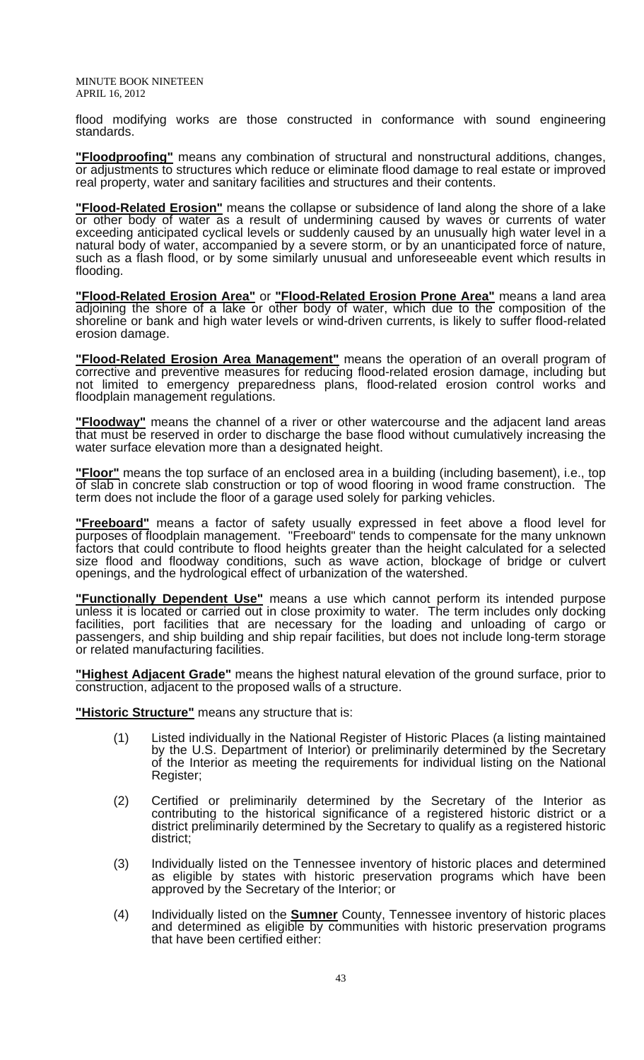flood modifying works are those constructed in conformance with sound engineering standards.

**"Floodproofing"** means any combination of structural and nonstructural additions, changes, or adjustments to structures which reduce or eliminate flood damage to real estate or improved real property, water and sanitary facilities and structures and their contents.

**"Flood-Related Erosion"** means the collapse or subsidence of land along the shore of a lake or other body of water as a result of undermining caused by waves or currents of water exceeding anticipated cyclical levels or suddenly caused by an unusually high water level in a natural body of water, accompanied by a severe storm, or by an unanticipated force of nature, such as a flash flood, or by some similarly unusual and unforeseeable event which results in flooding.

**"Flood-Related Erosion Area"** or **"Flood-Related Erosion Prone Area"** means a land area adjoining the shore of a lake or other body of water, which due to the composition of the shoreline or bank and high water levels or wind-driven currents, is likely to suffer flood-related erosion damage.

**"Flood-Related Erosion Area Management"** means the operation of an overall program of corrective and preventive measures for reducing flood-related erosion damage, including but not limited to emergency preparedness plans, flood-related erosion control works and floodplain management regulations.

**"Floodway"** means the channel of a river or other watercourse and the adjacent land areas that must be reserved in order to discharge the base flood without cumulatively increasing the water surface elevation more than a designated height.

**"Floor"** means the top surface of an enclosed area in a building (including basement), i.e., top of slab in concrete slab construction or top of wood flooring in wood frame construction. The term does not include the floor of a garage used solely for parking vehicles.

**"Freeboard"** means a factor of safety usually expressed in feet above a flood level for purposes of floodplain management. "Freeboard" tends to compensate for the many unknown factors that could contribute to flood heights greater than the height calculated for a selected size flood and floodway conditions, such as wave action, blockage of bridge or culvert openings, and the hydrological effect of urbanization of the watershed.

**"Functionally Dependent Use"** means a use which cannot perform its intended purpose unless it is located or carried out in close proximity to water. The term includes only docking facilities, port facilities that are necessary for the loading and unloading of cargo or passengers, and ship building and ship repair facilities, but does not include long-term storage or related manufacturing facilities.

**"Highest Adjacent Grade"** means the highest natural elevation of the ground surface, prior to construction, adjacent to the proposed walls of a structure.

**"Historic Structure"** means any structure that is:

(1) Listed individually in the National Register of Historic Places (a listing maintained by the U.S. Department of Interior) or preliminarily determined by the Secretary of the Interior as meeting the requirements for individual listing on the National Register;

(2) Certified or preliminarily determined by the Secretary of the Interior as contributing to the historical significance of a registered historic district or a district preliminarily determined by the Secretary to qualify as a registered historic district;

(3) Individually listed on the Tennessee inventory of historic places and determined as eligible by states with historic preservation programs which have been approved by the Secretary of the Interior; or

(4) Individually listed on the **Sumner** County, Tennessee inventory of historic places and determined as eligible by communities with historic preservation programs that have been certified either: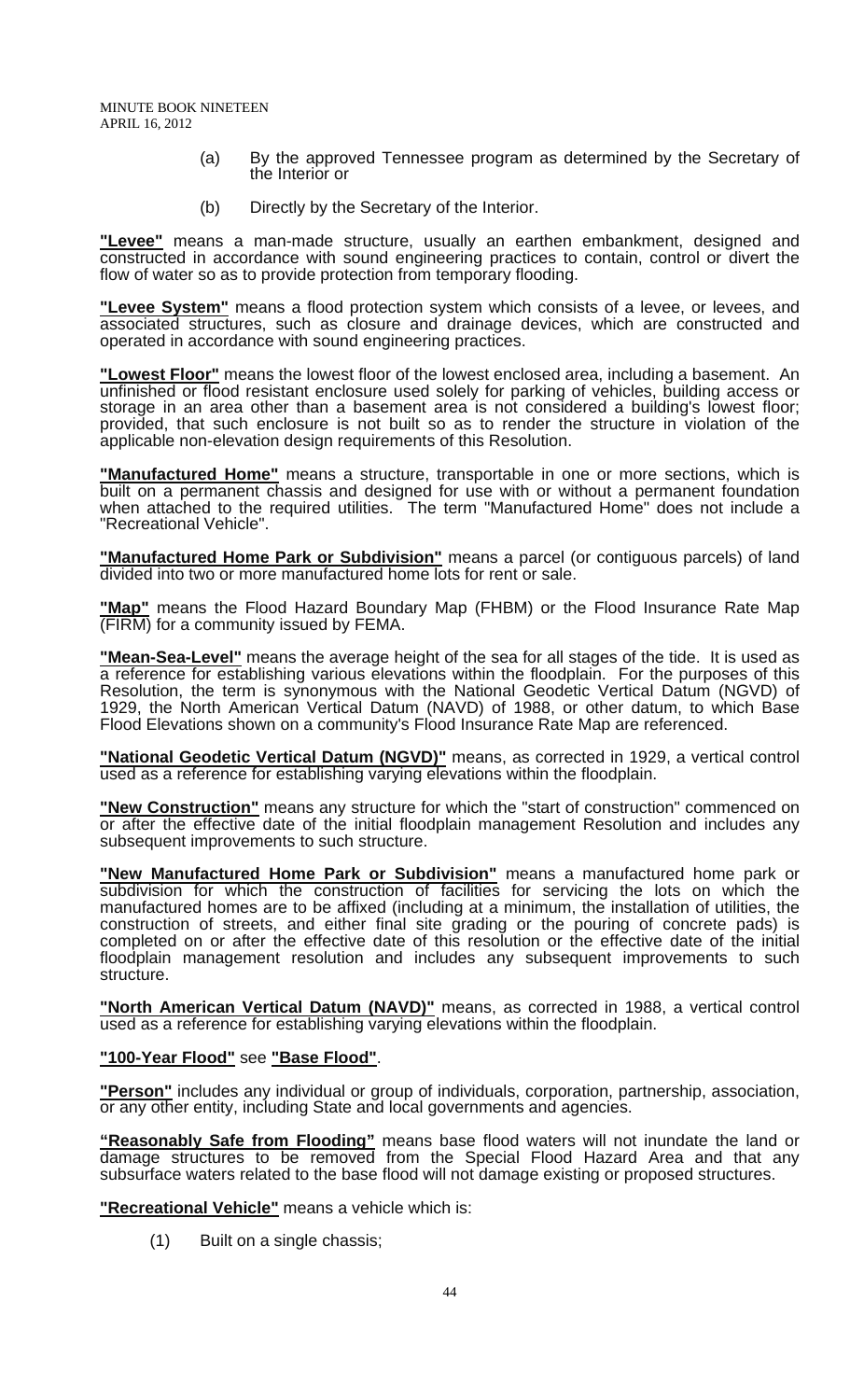(a) By the approved Tennessee program as determined by the Secretary of the Interior or

(b) Directly by the Secretary of the Interior.

**"Levee"** means a man-made structure, usually an earthen embankment, designed and constructed in accordance with sound engineering practices to contain, control or divert the flow of water so as to provide protection from temporary flooding.

**"Levee System"** means a flood protection system which consists of a levee, or levees, and associated structures, such as closure and drainage devices, which are constructed and operated in accordance with sound engineering practices.

**"Lowest Floor"** means the lowest floor of the lowest enclosed area, including a basement. An unfinished or flood resistant enclosure used solely for parking of vehicles, building access or storage in an area other than a basement area is not considered a building's lowest floor; provided, that such enclosure is not built so as to render the structure in violation of the applicable non-elevation design requirements of this Resolution.

**"Manufactured Home"** means a structure, transportable in one or more sections, which is built on a permanent chassis and designed for use with or without a permanent foundation when attached to the required utilities. The term "Manufactured Home" does not include a "Recreational Vehicle".

**"Manufactured Home Park or Subdivision"** means a parcel (or contiguous parcels) of land divided into two or more manufactured home lots for rent or sale.

**"Map"** means the Flood Hazard Boundary Map (FHBM) or the Flood Insurance Rate Map (FIRM) for a community issued by FEMA.

**"Mean-Sea-Level"** means the average height of the sea for all stages of the tide. It is used as a reference for establishing various elevations within the floodplain. For the purposes of this Resolution, the term is synonymous with the National Geodetic Vertical Datum (NGVD) of 1929, the North American Vertical Datum (NAVD) of 1988, or other datum, to which Base Flood Elevations shown on a community's Flood Insurance Rate Map are referenced.

**"National Geodetic Vertical Datum (NGVD)"** means, as corrected in 1929, a vertical control used as a reference for establishing varying elevations within the floodplain.

**"New Construction"** means any structure for which the "start of construction" commenced on or after the effective date of the initial floodplain management Resolution and includes any subsequent improvements to such structure.

**"New Manufactured Home Park or Subdivision"** means a manufactured home park or subdivision for which the construction of facilities for servicing the lots on which the manufactured homes are to be affixed (including at a minimum, the installation of utilities, the construction of streets, and either final site grading or the pouring of concrete pads) is completed on or after the effective date of this resolution or the effective date of the initial floodplain management resolution and includes any subsequent improvements to such structure.

**"North American Vertical Datum (NAVD)"** means, as corrected in 1988, a vertical control used as a reference for establishing varying elevations within the floodplain.

**"100-Year Flood"** see **"Base Flood"**.

**"Person"** includes any individual or group of individuals, corporation, partnership, association, or any other entity, including State and local governments and agencies.

**"Reasonably Safe from Flooding"** means base flood waters will not inundate the land or damage structures to be removed from the Special Flood Hazard Area and that any subsurface waters related to the base flood will not damage existing or proposed structures.

**"Recreational Vehicle"** means a vehicle which is:

(1) Built on a single chassis;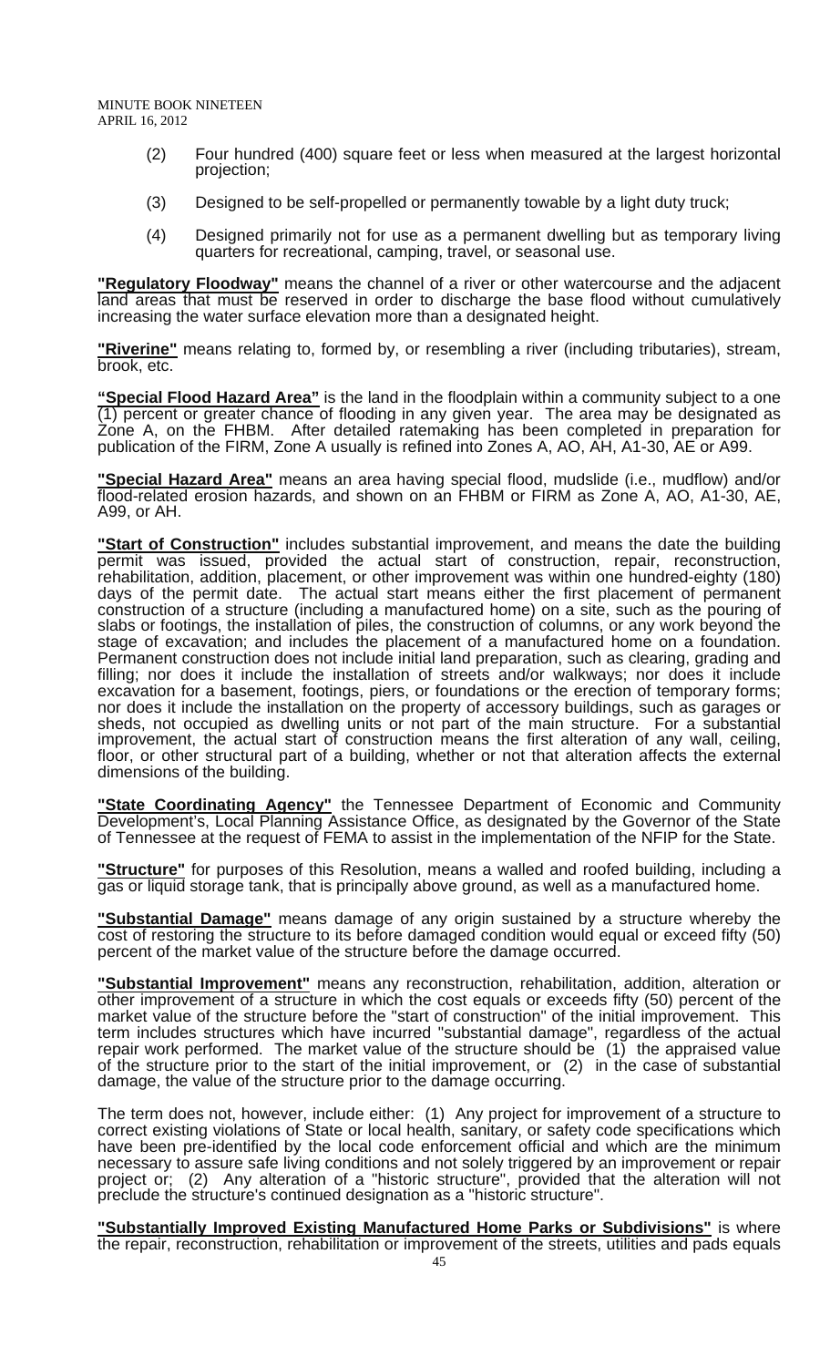(2) Four hundred (400) square feet or less when measured at the largest horizontal projection;

(3) Designed to be self-propelled or permanently towable by a light duty truck;

(4) Designed primarily not for use as a permanent dwelling but as temporary living quarters for recreational, camping, travel, or seasonal use.

**"Regulatory Floodway"** means the channel of a river or other watercourse and the adjacent land areas that must be reserved in order to discharge the base flood without cumulatively increasing the water surface elevation more than a designated height.

**"Riverine"** means relating to, formed by, or resembling a river (including tributaries), stream, brook, etc.

**"Special Flood Hazard Area"** is the land in the floodplain within a community subject to a one (1) percent or greater chance of flooding in any given year. The area may be designated as Zone A, on the FHBM. After detailed ratemaking has been completed in preparation for publication of the FIRM, Zone A usually is refined into Zones A, AO, AH, A1-30, AE or A99.

**"Special Hazard Area"** means an area having special flood, mudslide (i.e., mudflow) and/or flood-related erosion hazards, and shown on an FHBM or FIRM as Zone A, AO, A1-30, AE, A99, or AH.

**"Start of Construction"** includes substantial improvement, and means the date the building permit was issued, provided the actual start of construction, repair, reconstruction, rehabilitation, addition, placement, or other improvement was within one hundred-eighty (180) days of the permit date. The actual start means either the first placement of permanent construction of a structure (including a manufactured home) on a site, such as the pouring of slabs or footings, the installation of piles, the construction of columns, or any work beyond the stage of excavation; and includes the placement of a manufactured home on a foundation. Permanent construction does not include initial land preparation, such as clearing, grading and filling; nor does it include the installation of streets and/or walkways; nor does it include excavation for a basement, footings, piers, or foundations or the erection of temporary forms; nor does it include the installation on the property of accessory buildings, such as garages or sheds, not occupied as dwelling units or not part of the main structure. For a substantial improvement, the actual start of construction means the first alteration of any wall, ceiling, floor, or other structural part of a building, whether or not that alteration affects the external dimensions of the building.

**"State Coordinating Agency"** the Tennessee Department of Economic and Community Development's, Local Planning Assistance Office, as designated by the Governor of the State of Tennessee at the request of FEMA to assist in the implementation of the NFIP for the State.

**"Structure"** for purposes of this Resolution, means a walled and roofed building, including a gas or liquid storage tank, that is principally above ground, as well as a manufactured home.

**"Substantial Damage"** means damage of any origin sustained by a structure whereby the cost of restoring the structure to its before damaged condition would equal or exceed fifty (50) percent of the market value of the structure before the damage occurred.

**"Substantial Improvement"** means any reconstruction, rehabilitation, addition, alteration or other improvement of a structure in which the cost equals or exceeds fifty (50) percent of the market value of the structure before the "start of construction" of the initial improvement. This term includes structures which have incurred "substantial damage", regardless of the actual repair work performed. The market value of the structure should be (1) the appraised value of the structure prior to the start of the initial improvement, or (2) in the case of substantial damage, the value of the structure prior to the damage occurring.

The term does not, however, include either: (1) Any project for improvement of a structure to correct existing violations of State or local health, sanitary, or safety code specifications which have been pre-identified by the local code enforcement official and which are the minimum necessary to assure safe living conditions and not solely triggered by an improvement or repair project or; (2) Any alteration of a "historic structure", provided that the alteration will not preclude the structure's continued designation as a "historic structure".

**"Substantially Improved Existing Manufactured Home Parks or Subdivisions"** is where the repair, reconstruction, rehabilitation or improvement of the streets, utilities and pads equals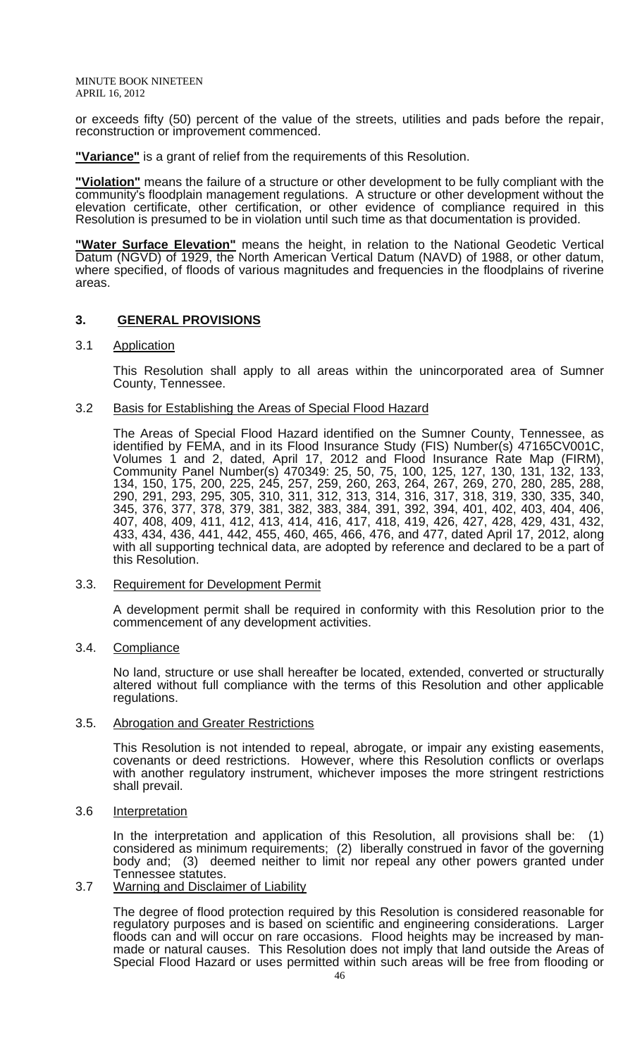or exceeds fifty (50) percent of the value of the streets, utilities and pads before the repair, reconstruction or improvement commenced.

**"Variance"** is a grant of relief from the requirements of this Resolution.

**"Violation"** means the failure of a structure or other development to be fully compliant with the community's floodplain management regulations. A structure or other development without the elevation certificate, other certification, or other evidence of compliance required in this Resolution is presumed to be in violation until such time as that documentation is provided.

**"Water Surface Elevation"** means the height, in relation to the National Geodetic Vertical Datum (NGVD) of 1929, the North American Vertical Datum (NAVD) of 1988, or other datum, where specified, of floods of various magnitudes and frequencies in the floodplains of riverine areas.

## 3. GENERAL PROVISIONS

### 3.1 Application

This Resolution shall apply to all areas within the unincorporated area of Sumner County, Tennessee.

### 3.2 Basis for Establishing the Areas of Special Flood Hazard

The Areas of Special Flood Hazard identified on the Sumner County, Tennessee, as identified by FEMA, and in its Flood Insurance Study (FIS) Number(s) 47165CV001C, Volumes 1 and 2, dated, April 17, 2012 and Flood Insurance Rate Map (FIRM), Community Panel Number(s) 470349: 25, 50, 75, 100, 125, 127, 130, 131, 132, 133, 134, 150, 175, 200, 225, 245, 257, 259, 260, 263, 264, 267, 269, 270, 280, 285, 288, 290, 291, 293, 295, 305, 310, 311, 312, 313, 314, 316, 317, 318, 319, 330, 335, 340, 345, 376, 377, 378, 379, 381, 382, 383, 384, 391, 392, 394, 401, 402, 403, 404, 406, 407, 408, 409, 411, 412, 413, 414, 416, 417, 418, 419, 426, 427, 428, 429, 431, 432, 433, 434, 436, 441, 442, 455, 460, 465, 466, 476, and 477, dated April 17, 2012, along with all supporting technical data, are adopted by reference and declared to be a part of this Resolution.

### 3.3. Requirement for Development Permit

A development permit shall be required in conformity with this Resolution prior to the commencement of any development activities.

### 3.4. Compliance

No land, structure or use shall hereafter be located, extended, converted or structurally altered without full compliance with the terms of this Resolution and other applicable regulations.

### 3.5. Abrogation and Greater Restrictions

This Resolution is not intended to repeal, abrogate, or impair any existing easements, covenants or deed restrictions. However, where this Resolution conflicts or overlaps with another regulatory instrument, whichever imposes the more stringent restrictions shall prevail.

### 3.6 Interpretation

In the interpretation and application of this Resolution, all provisions shall be: (1) considered as minimum requirements; (2) liberally construed in favor of the governing body and; (3) deemed neither to limit nor repeal any other powers granted under Tennessee statutes.

### 3.7 Warning and Disclaimer of Liability

The degree of flood protection required by this Resolution is considered reasonable for regulatory purposes and is based on scientific and engineering considerations. Larger floods can and will occur on rare occasions. Flood heights may be increased by man-made or natural causes. This Resolution does not imply that land outside the Areas of Special Flood Hazard or uses permitted within such areas will be free from flooding or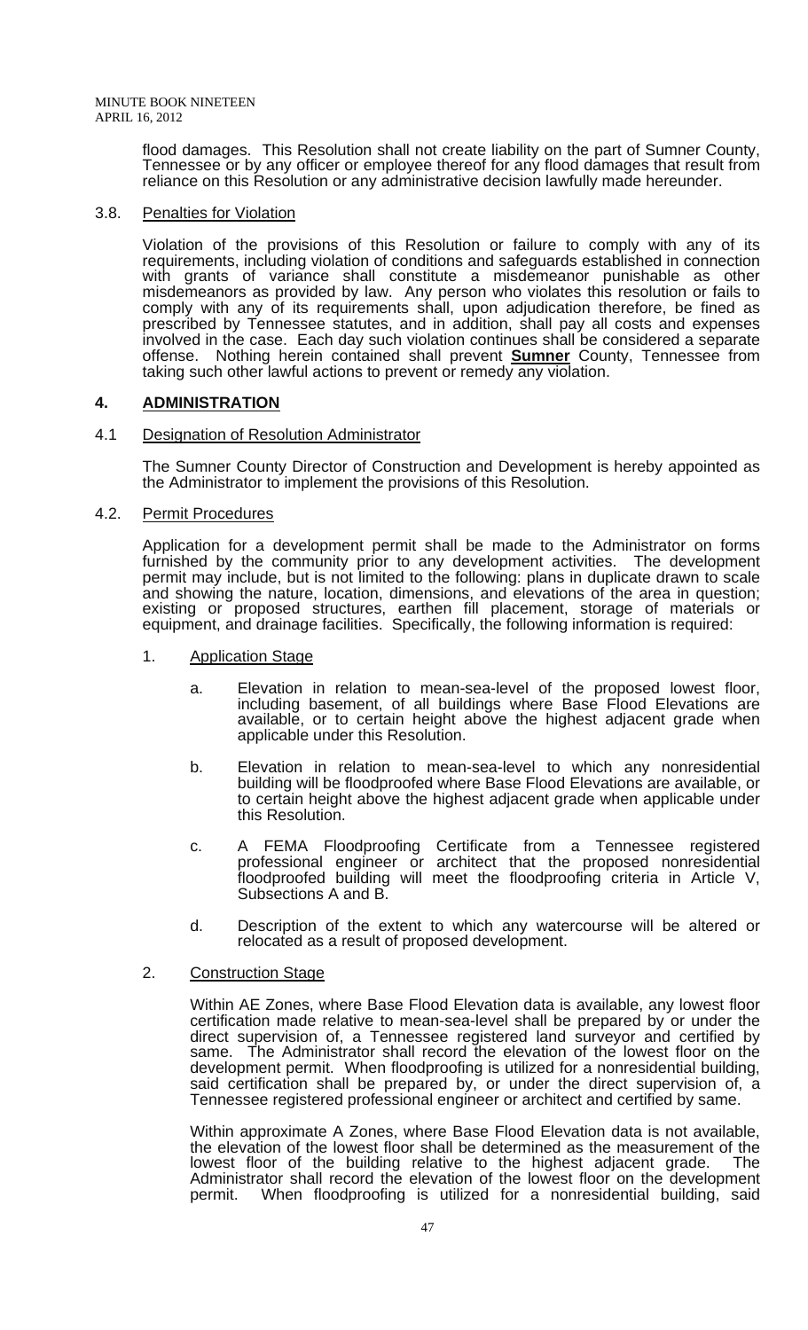flood damages. This Resolution shall not create liability on the part of Sumner County, Tennessee or by any officer or employee thereof for any flood damages that result from reliance on this Resolution or any administrative decision lawfully made hereunder.

3.8. Penalties for Violation

Violation of the provisions of this Resolution or failure to comply with any of its requirements, including violation of conditions and safeguards established in connection with grants of variance shall constitute a misdemeanor punishable as other misdemeanors as provided by law. Any person who violates this resolution or fails to comply with any of its requirements shall, upon adjudication therefore, be fined as prescribed by Tennessee statutes, and in addition, shall pay all costs and expenses involved in the case. Each day such violation continues shall be considered a separate offense. Nothing herein contained shall prevent **Sumner** County, Tennessee from taking such other lawful actions to prevent or remedy any violation.

## 4. ADMINISTRATION

4.1 Designation of Resolution Administrator

The Sumner County Director of Construction and Development is hereby appointed as the Administrator to implement the provisions of this Resolution.

4.2. Permit Procedures

Application for a development permit shall be made to the Administrator on forms furnished by the community prior to any development activities. The development permit may include, but is not limited to the following: plans in duplicate drawn to scale and showing the nature, location, dimensions, and elevations of the area in question; existing or proposed structures, earthen fill placement, storage of materials or equipment, and drainage facilities. Specifically, the following information is required:

1. Application Stage

   a. Elevation in relation to mean-sea-level of the proposed lowest floor, including basement, of all buildings where Base Flood Elevations are available, or to certain height above the highest adjacent grade when applicable under this Resolution.

   b. Elevation in relation to mean-sea-level to which any nonresidential building will be floodproofed where Base Flood Elevations are available, or to certain height above the highest adjacent grade when applicable under this Resolution.

   c. A FEMA Floodproofing Certificate from a Tennessee registered professional engineer or architect that the proposed nonresidential floodproofed building will meet the floodproofing criteria in Article V, Subsections A and B.

   d. Description of the extent to which any watercourse will be altered or relocated as a result of proposed development.

2. Construction Stage

   Within AE Zones, where Base Flood Elevation data is available, any lowest floor certification made relative to mean-sea-level shall be prepared by or under the direct supervision of, a Tennessee registered land surveyor and certified by same. The Administrator shall record the elevation of the lowest floor on the development permit. When floodproofing is utilized for a nonresidential building, said certification shall be prepared by, or under the direct supervision of, a Tennessee registered professional engineer or architect and certified by same.

   Within approximate A Zones, where Base Flood Elevation data is not available, the elevation of the lowest floor shall be determined as the measurement of the lowest floor of the building relative to the highest adjacent grade. The Administrator shall record the elevation of the lowest floor on the development permit. When floodproofing is utilized for a nonresidential building, said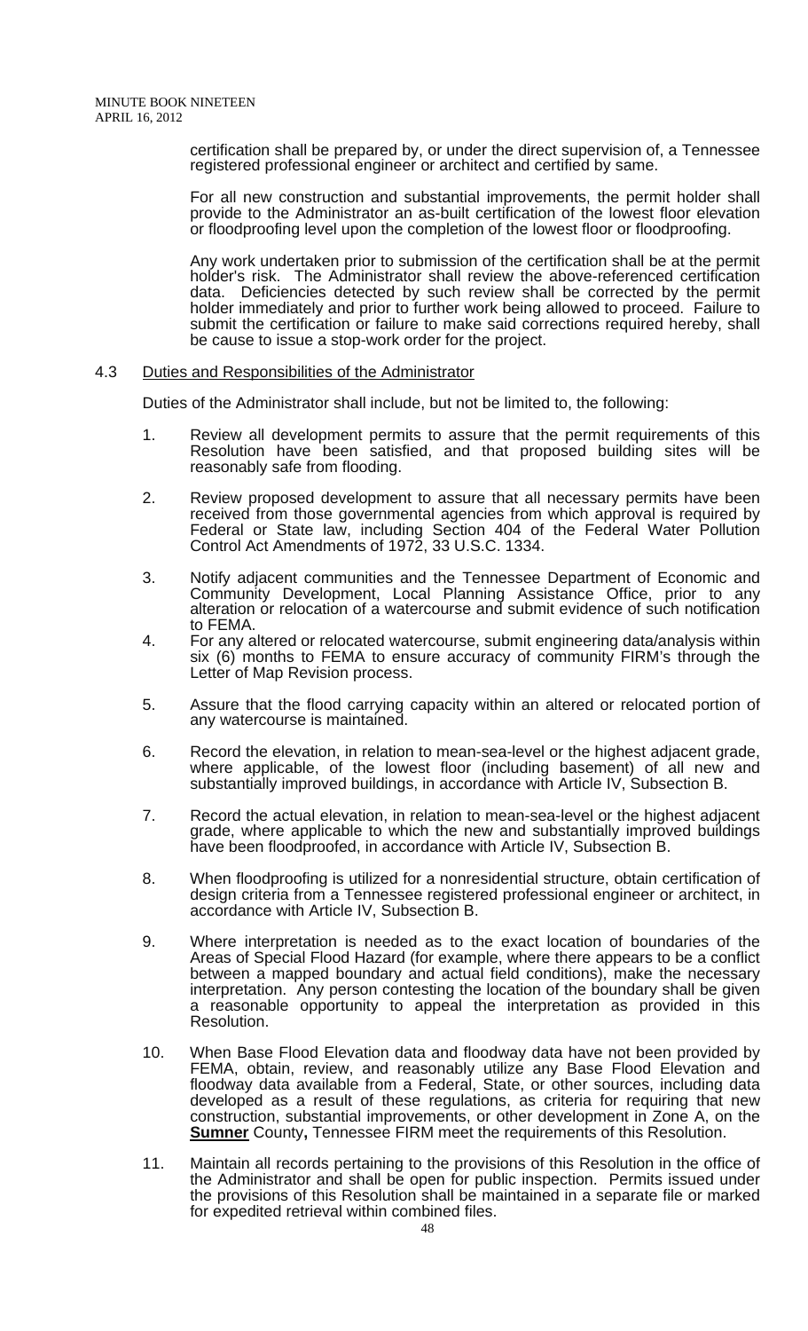certification shall be prepared by, or under the direct supervision of, a Tennessee registered professional engineer or architect and certified by same.

For all new construction and substantial improvements, the permit holder shall provide to the Administrator an as-built certification of the lowest floor elevation or floodproofing level upon the completion of the lowest floor or floodproofing.

Any work undertaken prior to submission of the certification shall be at the permit holder's risk. The Administrator shall review the above-referenced certification data. Deficiencies detected by such review shall be corrected by the permit holder immediately and prior to further work being allowed to proceed. Failure to submit the certification or failure to make said corrections required hereby, shall be cause to issue a stop-work order for the project.

4.3 Duties and Responsibilities of the Administrator

Duties of the Administrator shall include, but not be limited to, the following:

1. Review all development permits to assure that the permit requirements of this Resolution have been satisfied, and that proposed building sites will be reasonably safe from flooding.

2. Review proposed development to assure that all necessary permits have been received from those governmental agencies from which approval is required by Federal or State law, including Section 404 of the Federal Water Pollution Control Act Amendments of 1972, 33 U.S.C. 1334.

3. Notify adjacent communities and the Tennessee Department of Economic and Community Development, Local Planning Assistance Office, prior to any alteration or relocation of a watercourse and submit evidence of such notification to FEMA.

4. For any altered or relocated watercourse, submit engineering data/analysis within six (6) months to FEMA to ensure accuracy of community FIRM's through the Letter of Map Revision process.

5. Assure that the flood carrying capacity within an altered or relocated portion of any watercourse is maintained.

6. Record the elevation, in relation to mean-sea-level or the highest adjacent grade, where applicable, of the lowest floor (including basement) of all new and substantially improved buildings, in accordance with Article IV, Subsection B.

7. Record the actual elevation, in relation to mean-sea-level or the highest adjacent grade, where applicable to which the new and substantially improved buildings have been floodproofed, in accordance with Article IV, Subsection B.

8. When floodproofing is utilized for a nonresidential structure, obtain certification of design criteria from a Tennessee registered professional engineer or architect, in accordance with Article IV, Subsection B.

9. Where interpretation is needed as to the exact location of boundaries of the Areas of Special Flood Hazard (for example, where there appears to be a conflict between a mapped boundary and actual field conditions), make the necessary interpretation. Any person contesting the location of the boundary shall be given a reasonable opportunity to appeal the interpretation as provided in this Resolution.

10. When Base Flood Elevation data and floodway data have not been provided by FEMA, obtain, review, and reasonably utilize any Base Flood Elevation and floodway data available from a Federal, State, or other sources, including data developed as a result of these regulations, as criteria for requiring that new construction, substantial improvements, or other development in Zone A, on the **Sumner** County**,** Tennessee FIRM meet the requirements of this Resolution.

11. Maintain all records pertaining to the provisions of this Resolution in the office of the Administrator and shall be open for public inspection. Permits issued under the provisions of this Resolution shall be maintained in a separate file or marked for expedited retrieval within combined files.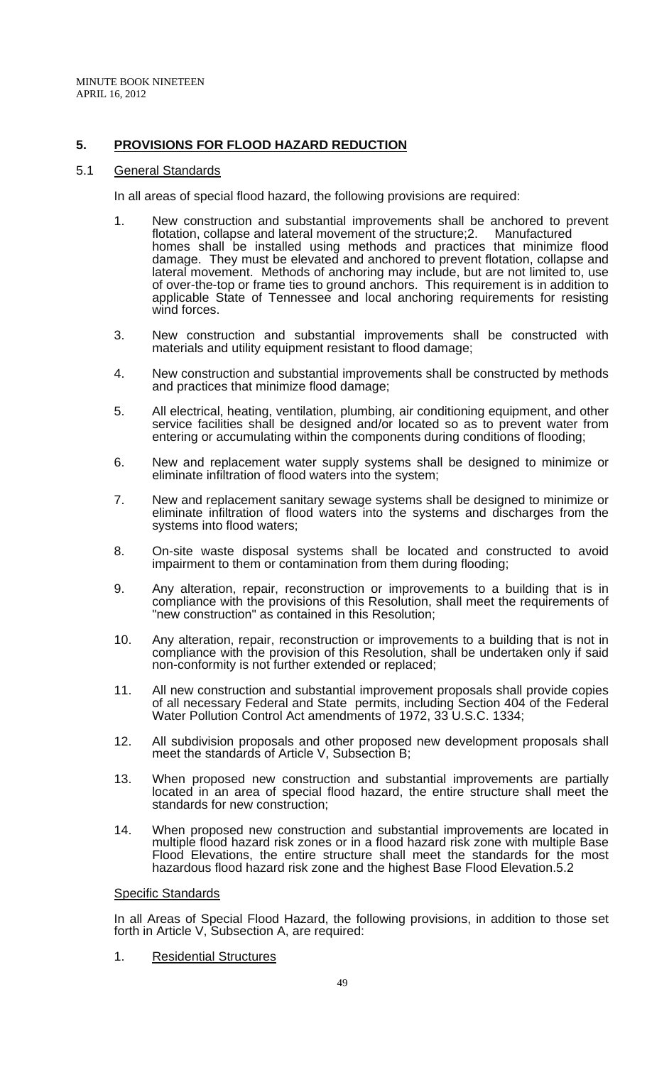## 5. PROVISIONS FOR FLOOD HAZARD REDUCTION

### 5.1 General Standards

In all areas of special flood hazard, the following provisions are required:

1. New construction and substantial improvements shall be anchored to prevent flotation, collapse and lateral movement of the structure;
2. Manufactured homes shall be installed using methods and practices that minimize flood damage. They must be elevated and anchored to prevent flotation, collapse and lateral movement. Methods of anchoring may include, but are not limited to, use of over-the-top or frame ties to ground anchors. This requirement is in addition to applicable State of Tennessee and local anchoring requirements for resisting wind forces.
3. New construction and substantial improvements shall be constructed with materials and utility equipment resistant to flood damage;
4. New construction and substantial improvements shall be constructed by methods and practices that minimize flood damage;
5. All electrical, heating, ventilation, plumbing, air conditioning equipment, and other service facilities shall be designed and/or located so as to prevent water from entering or accumulating within the components during conditions of flooding;
6. New and replacement water supply systems shall be designed to minimize or eliminate infiltration of flood waters into the system;
7. New and replacement sanitary sewage systems shall be designed to minimize or eliminate infiltration of flood waters into the systems and discharges from the systems into flood waters;
8. On-site waste disposal systems shall be located and constructed to avoid impairment to them or contamination from them during flooding;
9. Any alteration, repair, reconstruction or improvements to a building that is in compliance with the provisions of this Resolution, shall meet the requirements of "new construction" as contained in this Resolution;
10. Any alteration, repair, reconstruction or improvements to a building that is not in compliance with the provision of this Resolution, shall be undertaken only if said non-conformity is not further extended or replaced;
11. All new construction and substantial improvement proposals shall provide copies of all necessary Federal and State permits, including Section 404 of the Federal Water Pollution Control Act amendments of 1972, 33 U.S.C. 1334;
12. All subdivision proposals and other proposed new development proposals shall meet the standards of Article V, Subsection B;
13. When proposed new construction and substantial improvements are partially located in an area of special flood hazard, the entire structure shall meet the standards for new construction;
14. When proposed new construction and substantial improvements are located in multiple flood hazard risk zones or in a flood hazard risk zone with multiple Base Flood Elevations, the entire structure shall meet the standards for the most hazardous flood hazard risk zone and the highest Base Flood Elevation.

### 5.2 Specific Standards

In all Areas of Special Flood Hazard, the following provisions, in addition to those set forth in Article V, Subsection A, are required:

1. Residential Structures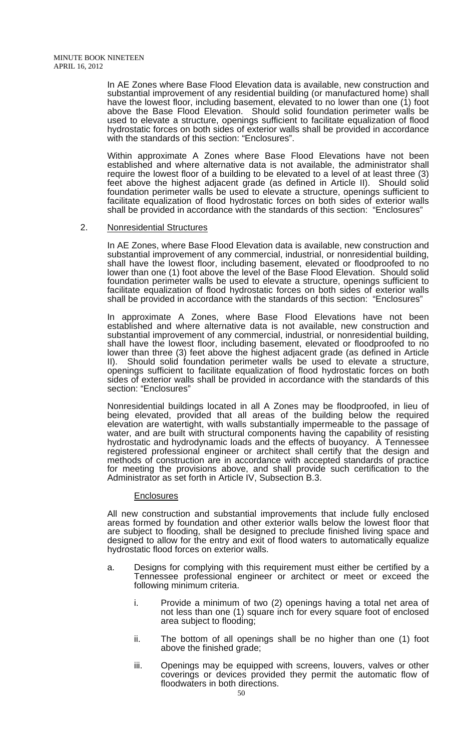In AE Zones where Base Flood Elevation data is available, new construction and substantial improvement of any residential building (or manufactured home) shall have the lowest floor, including basement, elevated to no lower than one (1) foot above the Base Flood Elevation. Should solid foundation perimeter walls be used to elevate a structure, openings sufficient to facilitate equalization of flood hydrostatic forces on both sides of exterior walls shall be provided in accordance with the standards of this section: "Enclosures".

Within approximate A Zones where Base Flood Elevations have not been established and where alternative data is not available, the administrator shall require the lowest floor of a building to be elevated to a level of at least three (3) feet above the highest adjacent grade (as defined in Article II). Should solid foundation perimeter walls be used to elevate a structure, openings sufficient to facilitate equalization of flood hydrostatic forces on both sides of exterior walls shall be provided in accordance with the standards of this section: "Enclosures"

2. Nonresidential Structures

In AE Zones, where Base Flood Elevation data is available, new construction and substantial improvement of any commercial, industrial, or nonresidential building, shall have the lowest floor, including basement, elevated or floodproofed to no lower than one (1) foot above the level of the Base Flood Elevation. Should solid foundation perimeter walls be used to elevate a structure, openings sufficient to facilitate equalization of flood hydrostatic forces on both sides of exterior walls shall be provided in accordance with the standards of this section: "Enclosures"

In approximate A Zones, where Base Flood Elevations have not been established and where alternative data is not available, new construction and substantial improvement of any commercial, industrial, or nonresidential building, shall have the lowest floor, including basement, elevated or floodproofed to no lower than three (3) feet above the highest adjacent grade (as defined in Article II). Should solid foundation perimeter walls be used to elevate a structure, openings sufficient to facilitate equalization of flood hydrostatic forces on both sides of exterior walls shall be provided in accordance with the standards of this section: "Enclosures"

Nonresidential buildings located in all A Zones may be floodproofed, in lieu of being elevated, provided that all areas of the building below the required elevation are watertight, with walls substantially impermeable to the passage of water, and are built with structural components having the capability of resisting hydrostatic and hydrodynamic loads and the effects of buoyancy. A Tennessee registered professional engineer or architect shall certify that the design and methods of construction are in accordance with accepted standards of practice for meeting the provisions above, and shall provide such certification to the Administrator as set forth in Article IV, Subsection B.3.

Enclosures

All new construction and substantial improvements that include fully enclosed areas formed by foundation and other exterior walls below the lowest floor that are subject to flooding, shall be designed to preclude finished living space and designed to allow for the entry and exit of flood waters to automatically equalize hydrostatic flood forces on exterior walls.

a. Designs for complying with this requirement must either be certified by a Tennessee professional engineer or architect or meet or exceed the following minimum criteria.

   i. Provide a minimum of two (2) openings having a total net area of not less than one (1) square inch for every square foot of enclosed area subject to flooding;

   ii. The bottom of all openings shall be no higher than one (1) foot above the finished grade;

   iii. Openings may be equipped with screens, louvers, valves or other coverings or devices provided they permit the automatic flow of floodwaters in both directions.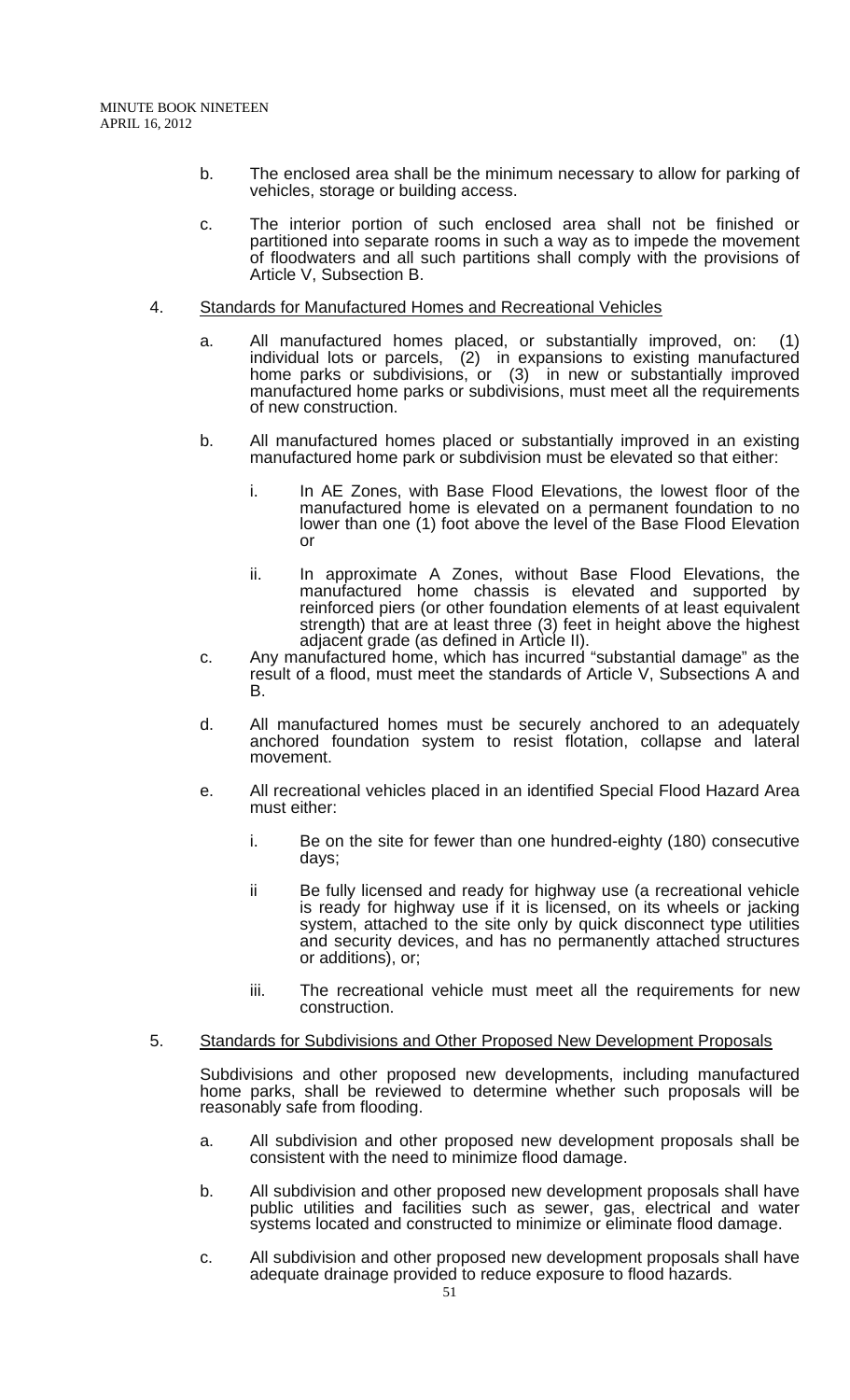b. The enclosed area shall be the minimum necessary to allow for parking of vehicles, storage or building access.

c. The interior portion of such enclosed area shall not be finished or partitioned into separate rooms in such a way as to impede the movement of floodwaters and all such partitions shall comply with the provisions of Article V, Subsection B.

4. Standards for Manufactured Homes and Recreational Vehicles

   a. All manufactured homes placed, or substantially improved, on: (1) individual lots or parcels, (2) in expansions to existing manufactured home parks or subdivisions, or (3) in new or substantially improved manufactured home parks or subdivisions, must meet all the requirements of new construction.

   b. All manufactured homes placed or substantially improved in an existing manufactured home park or subdivision must be elevated so that either:

      i. In AE Zones, with Base Flood Elevations, the lowest floor of the manufactured home is elevated on a permanent foundation to no lower than one (1) foot above the level of the Base Flood Elevation or

      ii. In approximate A Zones, without Base Flood Elevations, the manufactured home chassis is elevated and supported by reinforced piers (or other foundation elements of at least equivalent strength) that are at least three (3) feet in height above the highest adjacent grade (as defined in Article II).

   c. Any manufactured home, which has incurred "substantial damage" as the result of a flood, must meet the standards of Article V, Subsections A and B.

   d. All manufactured homes must be securely anchored to an adequately anchored foundation system to resist flotation, collapse and lateral movement.

   e. All recreational vehicles placed in an identified Special Flood Hazard Area must either:

      i. Be on the site for fewer than one hundred-eighty (180) consecutive days;

      ii Be fully licensed and ready for highway use (a recreational vehicle is ready for highway use if it is licensed, on its wheels or jacking system, attached to the site only by quick disconnect type utilities and security devices, and has no permanently attached structures or additions), or;

      iii. The recreational vehicle must meet all the requirements for new construction.

5. Standards for Subdivisions and Other Proposed New Development Proposals

   Subdivisions and other proposed new developments, including manufactured home parks, shall be reviewed to determine whether such proposals will be reasonably safe from flooding.

   a. All subdivision and other proposed new development proposals shall be consistent with the need to minimize flood damage.

   b. All subdivision and other proposed new development proposals shall have public utilities and facilities such as sewer, gas, electrical and water systems located and constructed to minimize or eliminate flood damage.

   c. All subdivision and other proposed new development proposals shall have adequate drainage provided to reduce exposure to flood hazards.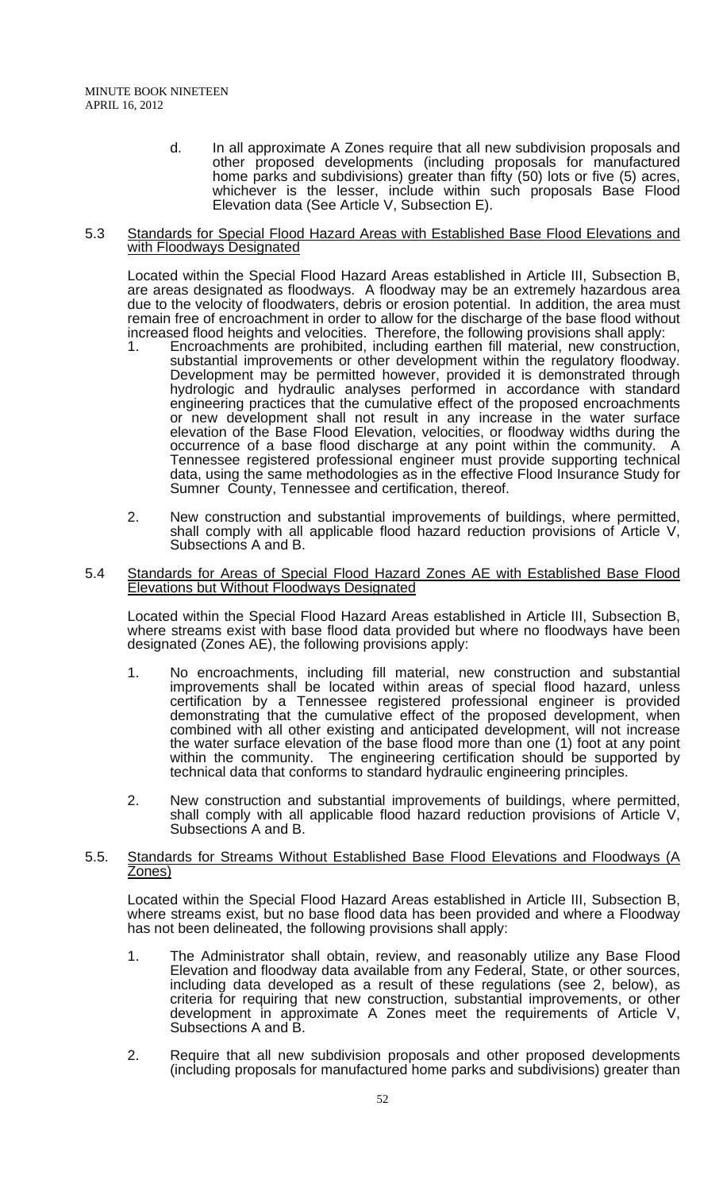d. In all approximate A Zones require that all new subdivision proposals and other proposed developments (including proposals for manufactured home parks and subdivisions) greater than fifty (50) lots or five (5) acres, whichever is the lesser, include within such proposals Base Flood Elevation data (See Article V, Subsection E).

5.3 <u>Standards for Special Flood Hazard Areas with Established Base Flood Elevations and with Floodways Designated</u>

Located within the Special Flood Hazard Areas established in Article III, Subsection B, are areas designated as floodways. A floodway may be an extremely hazardous area due to the velocity of floodwaters, debris or erosion potential. In addition, the area must remain free of encroachment in order to allow for the discharge of the base flood without increased flood heights and velocities. Therefore, the following provisions shall apply:

1. Encroachments are prohibited, including earthen fill material, new construction, substantial improvements or other development within the regulatory floodway. Development may be permitted however, provided it is demonstrated through hydrologic and hydraulic analyses performed in accordance with standard engineering practices that the cumulative effect of the proposed encroachments or new development shall not result in any increase in the water surface elevation of the Base Flood Elevation, velocities, or floodway widths during the occurrence of a base flood discharge at any point within the community. A Tennessee registered professional engineer must provide supporting technical data, using the same methodologies as in the effective Flood Insurance Study for Sumner County, Tennessee and certification, thereof.

2. New construction and substantial improvements of buildings, where permitted, shall comply with all applicable flood hazard reduction provisions of Article V, Subsections A and B.

5.4 <u>Standards for Areas of Special Flood Hazard Zones AE with Established Base Flood Elevations but Without Floodways Designated</u>

Located within the Special Flood Hazard Areas established in Article III, Subsection B, where streams exist with base flood data provided but where no floodways have been designated (Zones AE), the following provisions apply:

1. No encroachments, including fill material, new construction and substantial improvements shall be located within areas of special flood hazard, unless certification by a Tennessee registered professional engineer is provided demonstrating that the cumulative effect of the proposed development, when combined with all other existing and anticipated development, will not increase the water surface elevation of the base flood more than one (1) foot at any point within the community. The engineering certification should be supported by technical data that conforms to standard hydraulic engineering principles.

2. New construction and substantial improvements of buildings, where permitted, shall comply with all applicable flood hazard reduction provisions of Article V, Subsections A and B.

5.5. <u>Standards for Streams Without Established Base Flood Elevations and Floodways (A Zones)</u>

Located within the Special Flood Hazard Areas established in Article III, Subsection B, where streams exist, but no base flood data has been provided and where a Floodway has not been delineated, the following provisions shall apply:

1. The Administrator shall obtain, review, and reasonably utilize any Base Flood Elevation and floodway data available from any Federal, State, or other sources, including data developed as a result of these regulations (see 2, below), as criteria for requiring that new construction, substantial improvements, or other development in approximate A Zones meet the requirements of Article V, Subsections A and B.

2. Require that all new subdivision proposals and other proposed developments (including proposals for manufactured home parks and subdivisions) greater than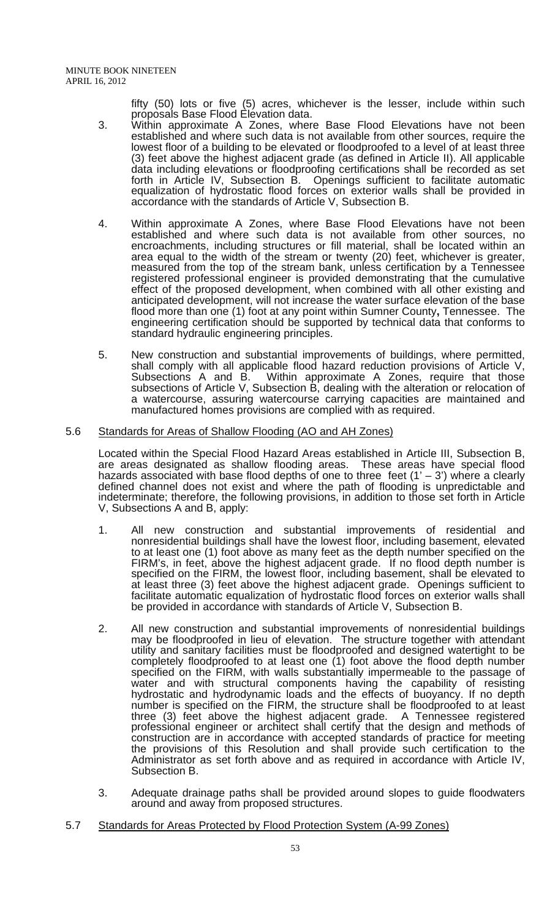fifty (50) lots or five (5) acres, whichever is the lesser, include within such proposals Base Flood Elevation data.

3. Within approximate A Zones, where Base Flood Elevations have not been established and where such data is not available from other sources, require the lowest floor of a building to be elevated or floodproofed to a level of at least three (3) feet above the highest adjacent grade (as defined in Article II). All applicable data including elevations or floodproofing certifications shall be recorded as set forth in Article IV, Subsection B. Openings sufficient to facilitate automatic equalization of hydrostatic flood forces on exterior walls shall be provided in accordance with the standards of Article V, Subsection B.

4. Within approximate A Zones, where Base Flood Elevations have not been established and where such data is not available from other sources, no encroachments, including structures or fill material, shall be located within an area equal to the width of the stream or twenty (20) feet, whichever is greater, measured from the top of the stream bank, unless certification by a Tennessee registered professional engineer is provided demonstrating that the cumulative effect of the proposed development, when combined with all other existing and anticipated development, will not increase the water surface elevation of the base flood more than one (1) foot at any point within Sumner County**,** Tennessee. The engineering certification should be supported by technical data that conforms to standard hydraulic engineering principles.

5. New construction and substantial improvements of buildings, where permitted, shall comply with all applicable flood hazard reduction provisions of Article V, Subsections A and B. Within approximate A Zones, require that those subsections of Article V, Subsection B, dealing with the alteration or relocation of a watercourse, assuring watercourse carrying capacities are maintained and manufactured homes provisions are complied with as required.

5.6 Standards for Areas of Shallow Flooding (AO and AH Zones)

Located within the Special Flood Hazard Areas established in Article III, Subsection B, are areas designated as shallow flooding areas. These areas have special flood hazards associated with base flood depths of one to three feet (1' – 3') where a clearly defined channel does not exist and where the path of flooding is unpredictable and indeterminate; therefore, the following provisions, in addition to those set forth in Article V, Subsections A and B, apply:

1. All new construction and substantial improvements of residential and nonresidential buildings shall have the lowest floor, including basement, elevated to at least one (1) foot above as many feet as the depth number specified on the FIRM's, in feet, above the highest adjacent grade. If no flood depth number is specified on the FIRM, the lowest floor, including basement, shall be elevated to at least three (3) feet above the highest adjacent grade. Openings sufficient to facilitate automatic equalization of hydrostatic flood forces on exterior walls shall be provided in accordance with standards of Article V, Subsection B.

2. All new construction and substantial improvements of nonresidential buildings may be floodproofed in lieu of elevation. The structure together with attendant utility and sanitary facilities must be floodproofed and designed watertight to be completely floodproofed to at least one (1) foot above the flood depth number specified on the FIRM, with walls substantially impermeable to the passage of water and with structural components having the capability of resisting hydrostatic and hydrodynamic loads and the effects of buoyancy. If no depth number is specified on the FIRM, the structure shall be floodproofed to at least three (3) feet above the highest adjacent grade. A Tennessee registered professional engineer or architect shall certify that the design and methods of construction are in accordance with accepted standards of practice for meeting the provisions of this Resolution and shall provide such certification to the Administrator as set forth above and as required in accordance with Article IV, Subsection B.

3. Adequate drainage paths shall be provided around slopes to guide floodwaters around and away from proposed structures.

5.7 Standards for Areas Protected by Flood Protection System (A-99 Zones)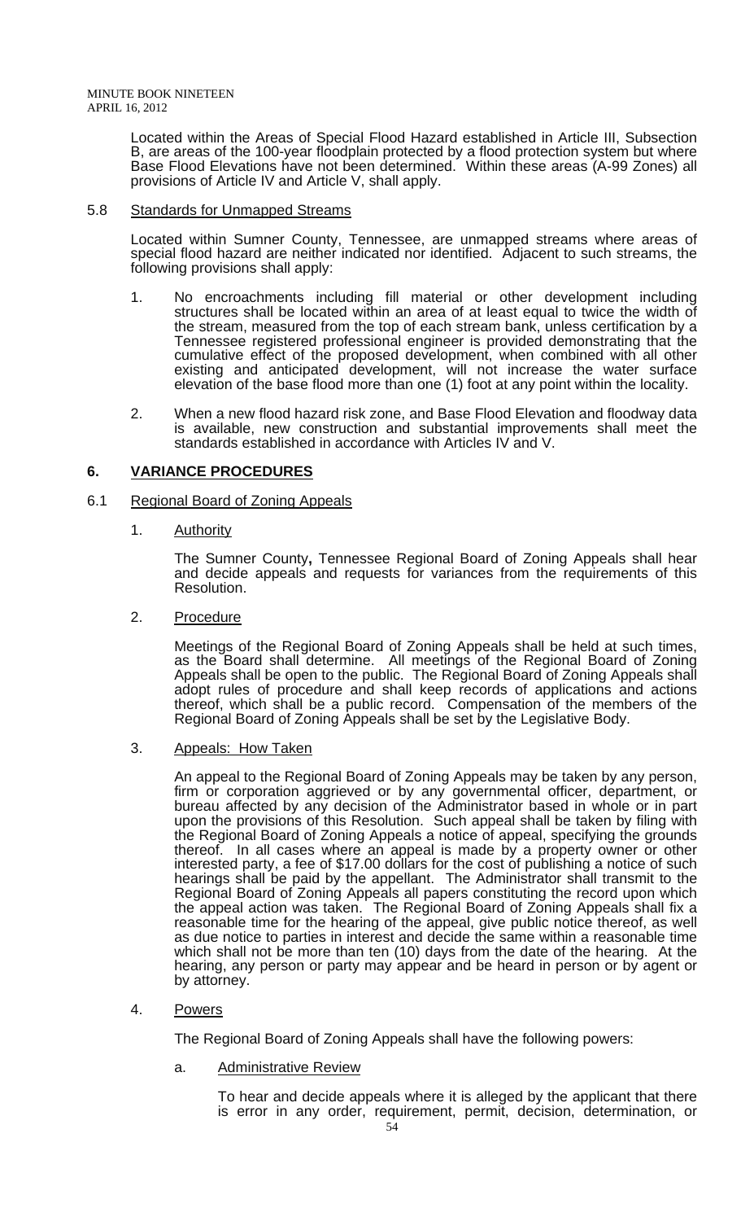Located within the Areas of Special Flood Hazard established in Article III, Subsection B, are areas of the 100-year floodplain protected by a flood protection system but where Base Flood Elevations have not been determined. Within these areas (A-99 Zones) all provisions of Article IV and Article V, shall apply.

5.8 Standards for Unmapped Streams

Located within Sumner County, Tennessee, are unmapped streams where areas of special flood hazard are neither indicated nor identified. Adjacent to such streams, the following provisions shall apply:

1. No encroachments including fill material or other development including structures shall be located within an area of at least equal to twice the width of the stream, measured from the top of each stream bank, unless certification by a Tennessee registered professional engineer is provided demonstrating that the cumulative effect of the proposed development, when combined with all other existing and anticipated development, will not increase the water surface elevation of the base flood more than one (1) foot at any point within the locality.

2. When a new flood hazard risk zone, and Base Flood Elevation and floodway data is available, new construction and substantial improvements shall meet the standards established in accordance with Articles IV and V.

## 6. VARIANCE PROCEDURES

6.1 Regional Board of Zoning Appeals

1. Authority

The Sumner County**,** Tennessee Regional Board of Zoning Appeals shall hear and decide appeals and requests for variances from the requirements of this Resolution.

2. Procedure

Meetings of the Regional Board of Zoning Appeals shall be held at such times, as the Board shall determine. All meetings of the Regional Board of Zoning Appeals shall be open to the public. The Regional Board of Zoning Appeals shall adopt rules of procedure and shall keep records of applications and actions thereof, which shall be a public record. Compensation of the members of the Regional Board of Zoning Appeals shall be set by the Legislative Body.

3. Appeals: How Taken

An appeal to the Regional Board of Zoning Appeals may be taken by any person, firm or corporation aggrieved or by any governmental officer, department, or bureau affected by any decision of the Administrator based in whole or in part upon the provisions of this Resolution. Such appeal shall be taken by filing with the Regional Board of Zoning Appeals a notice of appeal, specifying the grounds thereof. In all cases where an appeal is made by a property owner or other interested party, a fee of $17.00 dollars for the cost of publishing a notice of such hearings shall be paid by the appellant. The Administrator shall transmit to the Regional Board of Zoning Appeals all papers constituting the record upon which the appeal action was taken. The Regional Board of Zoning Appeals shall fix a reasonable time for the hearing of the appeal, give public notice thereof, as well as due notice to parties in interest and decide the same within a reasonable time which shall not be more than ten (10) days from the date of the hearing. At the hearing, any person or party may appear and be heard in person or by agent or by attorney.

4. Powers

The Regional Board of Zoning Appeals shall have the following powers:

a. Administrative Review

To hear and decide appeals where it is alleged by the applicant that there is error in any order, requirement, permit, decision, determination, or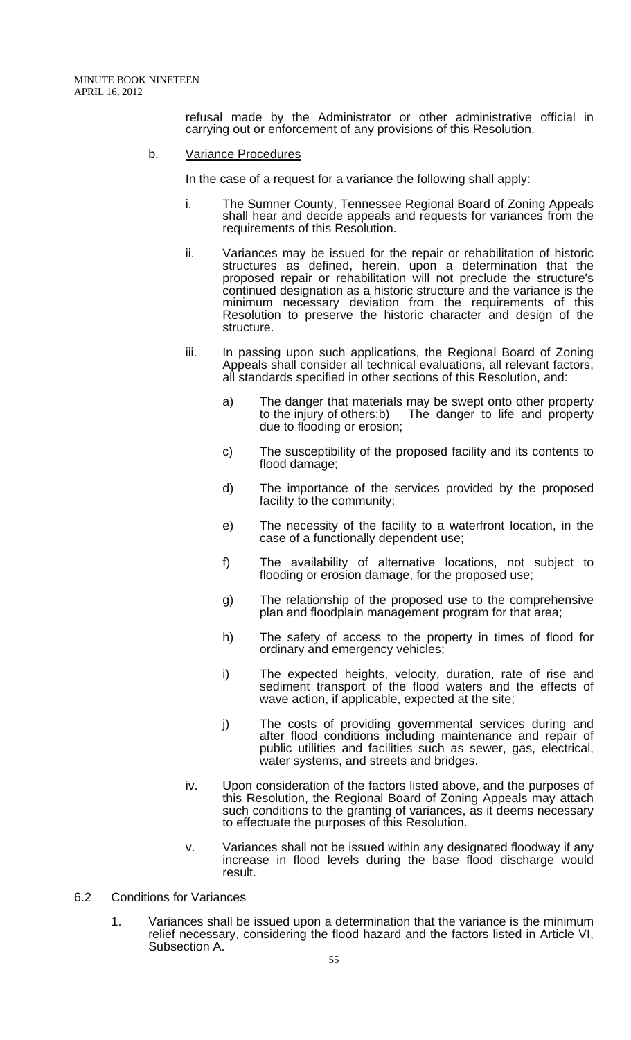refusal made by the Administrator or other administrative official in carrying out or enforcement of any provisions of this Resolution.

b. Variance Procedures

In the case of a request for a variance the following shall apply:

i. The Sumner County, Tennessee Regional Board of Zoning Appeals shall hear and decide appeals and requests for variances from the requirements of this Resolution.

ii. Variances may be issued for the repair or rehabilitation of historic structures as defined, herein, upon a determination that the proposed repair or rehabilitation will not preclude the structure's continued designation as a historic structure and the variance is the minimum necessary deviation from the requirements of this Resolution to preserve the historic character and design of the structure.

iii. In passing upon such applications, the Regional Board of Zoning Appeals shall consider all technical evaluations, all relevant factors, all standards specified in other sections of this Resolution, and:

a) The danger that materials may be swept onto other property to the injury of others;b) The danger to life and property due to flooding or erosion;

c) The susceptibility of the proposed facility and its contents to flood damage;

d) The importance of the services provided by the proposed facility to the community;

e) The necessity of the facility to a waterfront location, in the case of a functionally dependent use;

f) The availability of alternative locations, not subject to flooding or erosion damage, for the proposed use;

g) The relationship of the proposed use to the comprehensive plan and floodplain management program for that area;

h) The safety of access to the property in times of flood for ordinary and emergency vehicles;

i) The expected heights, velocity, duration, rate of rise and sediment transport of the flood waters and the effects of wave action, if applicable, expected at the site;

j) The costs of providing governmental services during and after flood conditions including maintenance and repair of public utilities and facilities such as sewer, gas, electrical, water systems, and streets and bridges.

iv. Upon consideration of the factors listed above, and the purposes of this Resolution, the Regional Board of Zoning Appeals may attach such conditions to the granting of variances, as it deems necessary to effectuate the purposes of this Resolution.

v. Variances shall not be issued within any designated floodway if any increase in flood levels during the base flood discharge would result.

6.2 Conditions for Variances

1. Variances shall be issued upon a determination that the variance is the minimum relief necessary, considering the flood hazard and the factors listed in Article VI, Subsection A.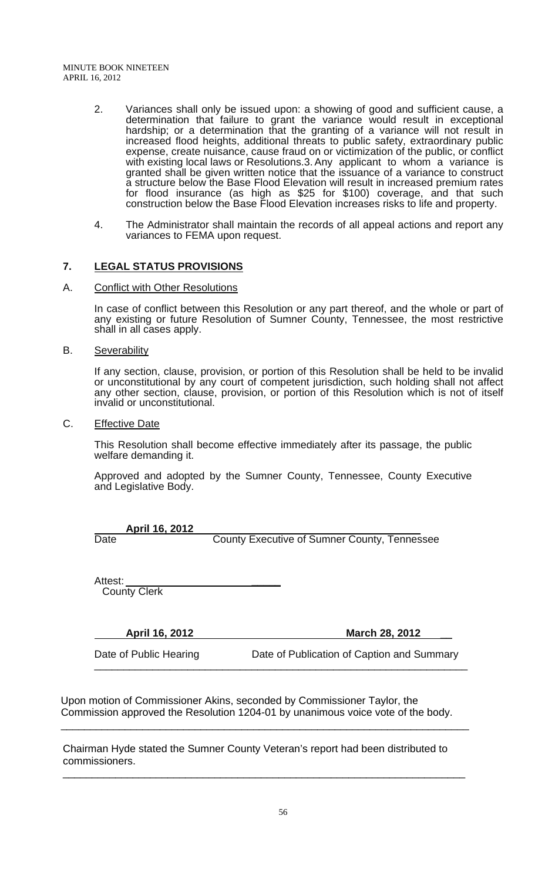2. Variances shall only be issued upon: a showing of good and sufficient cause, a determination that failure to grant the variance would result in exceptional hardship; or a determination that the granting of a variance will not result in increased flood heights, additional threats to public safety, extraordinary public expense, create nuisance, cause fraud on or victimization of the public, or conflict with existing local laws or Resolutions.3. Any applicant to whom a variance is granted shall be given written notice that the issuance of a variance to construct a structure below the Base Flood Elevation will result in increased premium rates for flood insurance (as high as $25 for $100) coverage, and that such construction below the Base Flood Elevation increases risks to life and property.

4. The Administrator shall maintain the records of all appeal actions and report any variances to FEMA upon request.

## 7. <u>LEGAL STATUS PROVISIONS</u>

A. <u>Conflict with Other Resolutions</u>

In case of conflict between this Resolution or any part thereof, and the whole or part of any existing or future Resolution of Sumner County, Tennessee, the most restrictive shall in all cases apply.

B. <u>Severability</u>

If any section, clause, provision, or portion of this Resolution shall be held to be invalid or unconstitutional by any court of competent jurisdiction, such holding shall not affect any other section, clause, provision, or portion of this Resolution which is not of itself invalid or unconstitutional.

C. <u>Effective Date</u>

This Resolution shall become effective immediately after its passage, the public welfare demanding it.

Approved and adopted by the Sumner County, Tennessee, County Executive and Legislative Body.

**April 16, 2012** ______________________________
Date County Executive of Sumner County, Tennessee

Attest: ______________________________
County Clerk

**April 16, 2012** **March 28, 2012**
Date of Public Hearing Date of Publication of Caption and Summary

---

Upon motion of Commissioner Akins, seconded by Commissioner Taylor, the Commission approved the Resolution 1204-01 by unanimous voice vote of the body.

---

Chairman Hyde stated the Sumner County Veteran's report had been distributed to commissioners.

---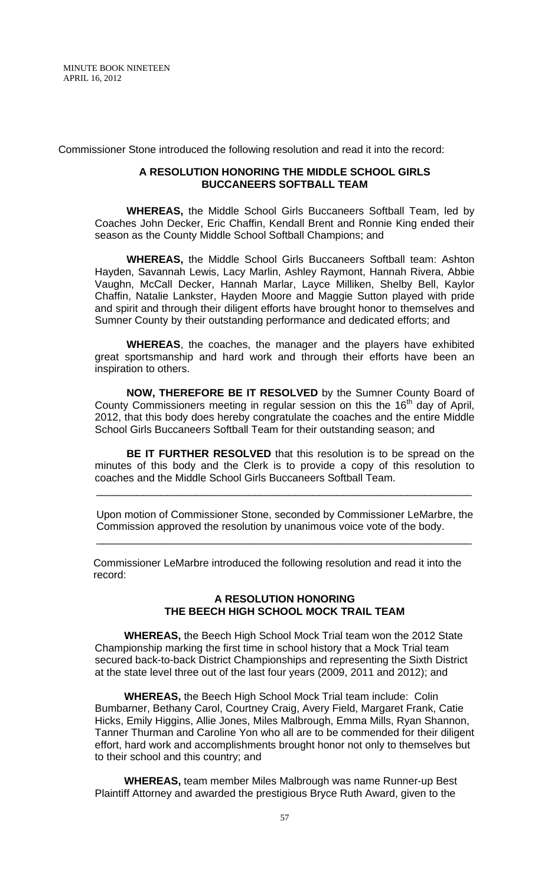Commissioner Stone introduced the following resolution and read it into the record:

**A RESOLUTION HONORING THE MIDDLE SCHOOL GIRLS BUCCANEERS SOFTBALL TEAM**

**WHEREAS,** the Middle School Girls Buccaneers Softball Team, led by Coaches John Decker, Eric Chaffin, Kendall Brent and Ronnie King ended their season as the County Middle School Softball Champions; and

**WHEREAS,** the Middle School Girls Buccaneers Softball team: Ashton Hayden, Savannah Lewis, Lacy Marlin, Ashley Raymont, Hannah Rivera, Abbie Vaughn, McCall Decker, Hannah Marlar, Layce Milliken, Shelby Bell, Kaylor Chaffin, Natalie Lankster, Hayden Moore and Maggie Sutton played with pride and spirit and through their diligent efforts have brought honor to themselves and Sumner County by their outstanding performance and dedicated efforts; and

**WHEREAS**, the coaches, the manager and the players have exhibited great sportsmanship and hard work and through their efforts have been an inspiration to others.

**NOW, THEREFORE BE IT RESOLVED** by the Sumner County Board of County Commissioners meeting in regular session on this the 16th day of April, 2012, that this body does hereby congratulate the coaches and the entire Middle School Girls Buccaneers Softball Team for their outstanding season; and

**BE IT FURTHER RESOLVED** that this resolution is to be spread on the minutes of this body and the Clerk is to provide a copy of this resolution to coaches and the Middle School Girls Buccaneers Softball Team.

---

Upon motion of Commissioner Stone, seconded by Commissioner LeMarbre, the Commission approved the resolution by unanimous voice vote of the body.

---

Commissioner LeMarbre introduced the following resolution and read it into the record:

**A RESOLUTION HONORING THE BEECH HIGH SCHOOL MOCK TRAIL TEAM**

**WHEREAS,** the Beech High School Mock Trial team won the 2012 State Championship marking the first time in school history that a Mock Trial team secured back-to-back District Championships and representing the Sixth District at the state level three out of the last four years (2009, 2011 and 2012); and

**WHEREAS,** the Beech High School Mock Trial team include: Colin Bumbarner, Bethany Carol, Courtney Craig, Avery Field, Margaret Frank, Catie Hicks, Emily Higgins, Allie Jones, Miles Malbrough, Emma Mills, Ryan Shannon, Tanner Thurman and Caroline Yon who all are to be commended for their diligent effort, hard work and accomplishments brought honor not only to themselves but to their school and this country; and

**WHEREAS,** team member Miles Malbrough was name Runner-up Best Plaintiff Attorney and awarded the prestigious Bryce Ruth Award, given to the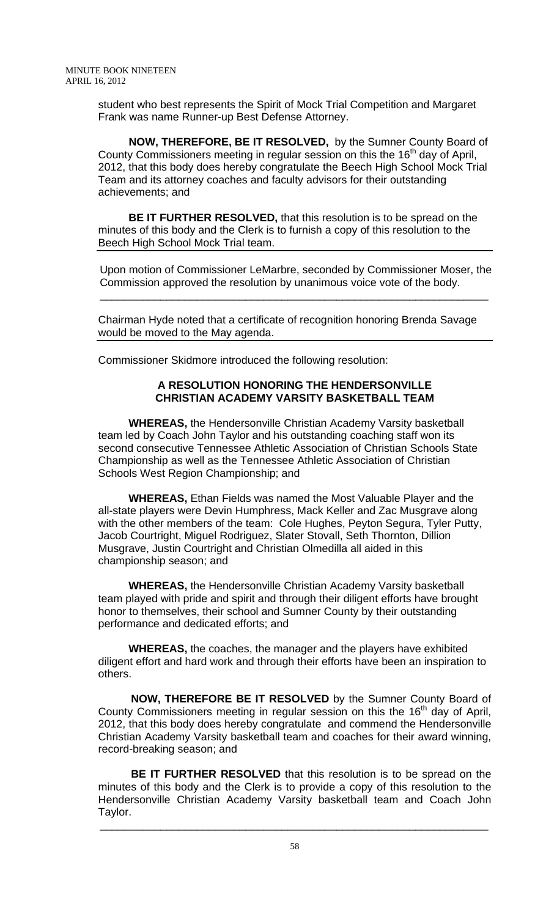student who best represents the Spirit of Mock Trial Competition and Margaret Frank was name Runner-up Best Defense Attorney.

**NOW, THEREFORE, BE IT RESOLVED,** by the Sumner County Board of County Commissioners meeting in regular session on this the 16th day of April, 2012, that this body does hereby congratulate the Beech High School Mock Trial Team and its attorney coaches and faculty advisors for their outstanding achievements; and

**BE IT FURTHER RESOLVED,** that this resolution is to be spread on the minutes of this body and the Clerk is to furnish a copy of this resolution to the Beech High School Mock Trial team.

Upon motion of Commissioner LeMarbre, seconded by Commissioner Moser, the Commission approved the resolution by unanimous voice vote of the body.

---

Chairman Hyde noted that a certificate of recognition honoring Brenda Savage would be moved to the May agenda.

Commissioner Skidmore introduced the following resolution:

**A RESOLUTION HONORING THE HENDERSONVILLE CHRISTIAN ACADEMY VARSITY BASKETBALL TEAM**

**WHEREAS,** the Hendersonville Christian Academy Varsity basketball team led by Coach John Taylor and his outstanding coaching staff won its second consecutive Tennessee Athletic Association of Christian Schools State Championship as well as the Tennessee Athletic Association of Christian Schools West Region Championship; and

**WHEREAS,** Ethan Fields was named the Most Valuable Player and the all-state players were Devin Humphress, Mack Keller and Zac Musgrave along with the other members of the team: Cole Hughes, Peyton Segura, Tyler Putty, Jacob Courtright, Miguel Rodriguez, Slater Stovall, Seth Thornton, Dillion Musgrave, Justin Courtright and Christian Olmedilla all aided in this championship season; and

**WHEREAS,** the Hendersonville Christian Academy Varsity basketball team played with pride and spirit and through their diligent efforts have brought honor to themselves, their school and Sumner County by their outstanding performance and dedicated efforts; and

**WHEREAS,** the coaches, the manager and the players have exhibited diligent effort and hard work and through their efforts have been an inspiration to others.

**NOW, THEREFORE BE IT RESOLVED** by the Sumner County Board of County Commissioners meeting in regular session on this the 16th day of April, 2012, that this body does hereby congratulate and commend the Hendersonville Christian Academy Varsity basketball team and coaches for their award winning, record-breaking season; and

**BE IT FURTHER RESOLVED** that this resolution is to be spread on the minutes of this body and the Clerk is to provide a copy of this resolution to the Hendersonville Christian Academy Varsity basketball team and Coach John Taylor.

---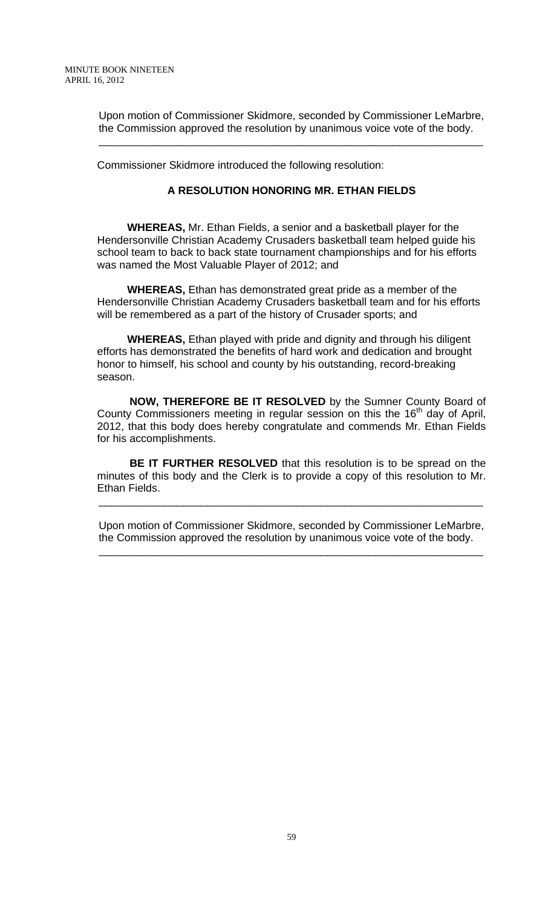Upon motion of Commissioner Skidmore, seconded by Commissioner LeMarbre, the Commission approved the resolution by unanimous voice vote of the body.

---

Commissioner Skidmore introduced the following resolution:

**A RESOLUTION HONORING MR. ETHAN FIELDS**

**WHEREAS,** Mr. Ethan Fields, a senior and a basketball player for the Hendersonville Christian Academy Crusaders basketball team helped guide his school team to back to back state tournament championships and for his efforts was named the Most Valuable Player of 2012; and

**WHEREAS,** Ethan has demonstrated great pride as a member of the Hendersonville Christian Academy Crusaders basketball team and for his efforts will be remembered as a part of the history of Crusader sports; and

**WHEREAS,** Ethan played with pride and dignity and through his diligent efforts has demonstrated the benefits of hard work and dedication and brought honor to himself, his school and county by his outstanding, record-breaking season.

**NOW, THEREFORE BE IT RESOLVED** by the Sumner County Board of County Commissioners meeting in regular session on this the 16th day of April, 2012, that this body does hereby congratulate and commends Mr. Ethan Fields for his accomplishments.

**BE IT FURTHER RESOLVED** that this resolution is to be spread on the minutes of this body and the Clerk is to provide a copy of this resolution to Mr. Ethan Fields.

---

Upon motion of Commissioner Skidmore, seconded by Commissioner LeMarbre, the Commission approved the resolution by unanimous voice vote of the body.

---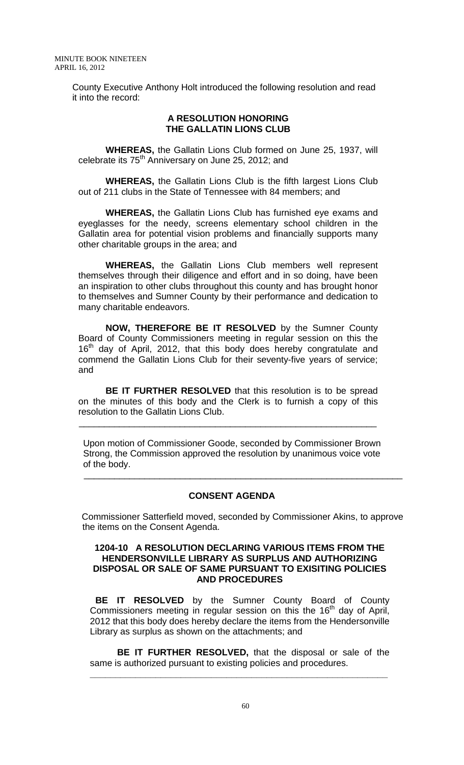County Executive Anthony Holt introduced the following resolution and read it into the record:

**A RESOLUTION HONORING THE GALLATIN LIONS CLUB**

**WHEREAS,** the Gallatin Lions Club formed on June 25, 1937, will celebrate its 75th Anniversary on June 25, 2012; and

**WHEREAS,** the Gallatin Lions Club is the fifth largest Lions Club out of 211 clubs in the State of Tennessee with 84 members; and

**WHEREAS,** the Gallatin Lions Club has furnished eye exams and eyeglasses for the needy, screens elementary school children in the Gallatin area for potential vision problems and financially supports many other charitable groups in the area; and

**WHEREAS,** the Gallatin Lions Club members well represent themselves through their diligence and effort and in so doing, have been an inspiration to other clubs throughout this county and has brought honor to themselves and Sumner County by their performance and dedication to many charitable endeavors.

**NOW, THEREFORE BE IT RESOLVED** by the Sumner County Board of County Commissioners meeting in regular session on this the 16th day of April, 2012, that this body does hereby congratulate and commend the Gallatin Lions Club for their seventy-five years of service; and

**BE IT FURTHER RESOLVED** that this resolution is to be spread on the minutes of this body and the Clerk is to furnish a copy of this resolution to the Gallatin Lions Club.

---

Upon motion of Commissioner Goode, seconded by Commissioner Brown Strong, the Commission approved the resolution by unanimous voice vote of the body.

---

**CONSENT AGENDA**

Commissioner Satterfield moved, seconded by Commissioner Akins, to approve the items on the Consent Agenda.

**1204-10 A RESOLUTION DECLARING VARIOUS ITEMS FROM THE HENDERSONVILLE LIBRARY AS SURPLUS AND AUTHORIZING DISPOSAL OR SALE OF SAME PURSUANT TO EXISITING POLICIES AND PROCEDURES**

**BE IT RESOLVED** by the Sumner County Board of County Commissioners meeting in regular session on this the 16th day of April, 2012 that this body does hereby declare the items from the Hendersonville Library as surplus as shown on the attachments; and

**BE IT FURTHER RESOLVED,** that the disposal or sale of the same is authorized pursuant to existing policies and procedures.

---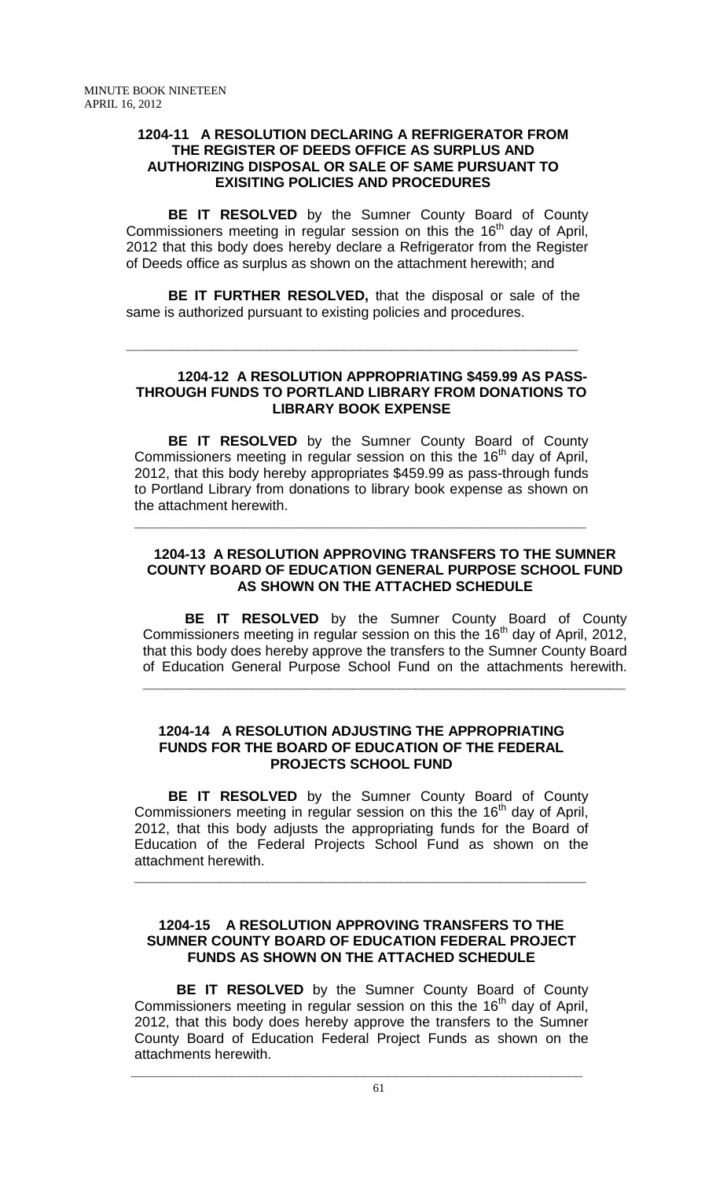**1204-11 A RESOLUTION DECLARING A REFRIGERATOR FROM THE REGISTER OF DEEDS OFFICE AS SURPLUS AND AUTHORIZING DISPOSAL OR SALE OF SAME PURSUANT TO EXISITING POLICIES AND PROCEDURES**

**BE IT RESOLVED** by the Sumner County Board of County Commissioners meeting in regular session on this the 16th day of April, 2012 that this body does hereby declare a Refrigerator from the Register of Deeds office as surplus as shown on the attachment herewith; and

**BE IT FURTHER RESOLVED,** that the disposal or sale of the same is authorized pursuant to existing policies and procedures.

---

**1204-12 A RESOLUTION APPROPRIATING $459.99 AS PASS-THROUGH FUNDS TO PORTLAND LIBRARY FROM DONATIONS TO LIBRARY BOOK EXPENSE**

**BE IT RESOLVED** by the Sumner County Board of County Commissioners meeting in regular session on this the 16th day of April, 2012, that this body hereby appropriates $459.99 as pass-through funds to Portland Library from donations to library book expense as shown on the attachment herewith.

---

**1204-13 A RESOLUTION APPROVING TRANSFERS TO THE SUMNER COUNTY BOARD OF EDUCATION GENERAL PURPOSE SCHOOL FUND AS SHOWN ON THE ATTACHED SCHEDULE**

**BE IT RESOLVED** by the Sumner County Board of County Commissioners meeting in regular session on this the 16th day of April, 2012, that this body does hereby approve the transfers to the Sumner County Board of Education General Purpose School Fund on the attachments herewith.

---

**1204-14 A RESOLUTION ADJUSTING THE APPROPRIATING FUNDS FOR THE BOARD OF EDUCATION OF THE FEDERAL PROJECTS SCHOOL FUND**

**BE IT RESOLVED** by the Sumner County Board of County Commissioners meeting in regular session on this the 16th day of April, 2012, that this body adjusts the appropriating funds for the Board of Education of the Federal Projects School Fund as shown on the attachment herewith.

---

**1204-15 A RESOLUTION APPROVING TRANSFERS TO THE SUMNER COUNTY BOARD OF EDUCATION FEDERAL PROJECT FUNDS AS SHOWN ON THE ATTACHED SCHEDULE**

**BE IT RESOLVED** by the Sumner County Board of County Commissioners meeting in regular session on this the 16th day of April, 2012, that this body does hereby approve the transfers to the Sumner County Board of Education Federal Project Funds as shown on the attachments herewith.

---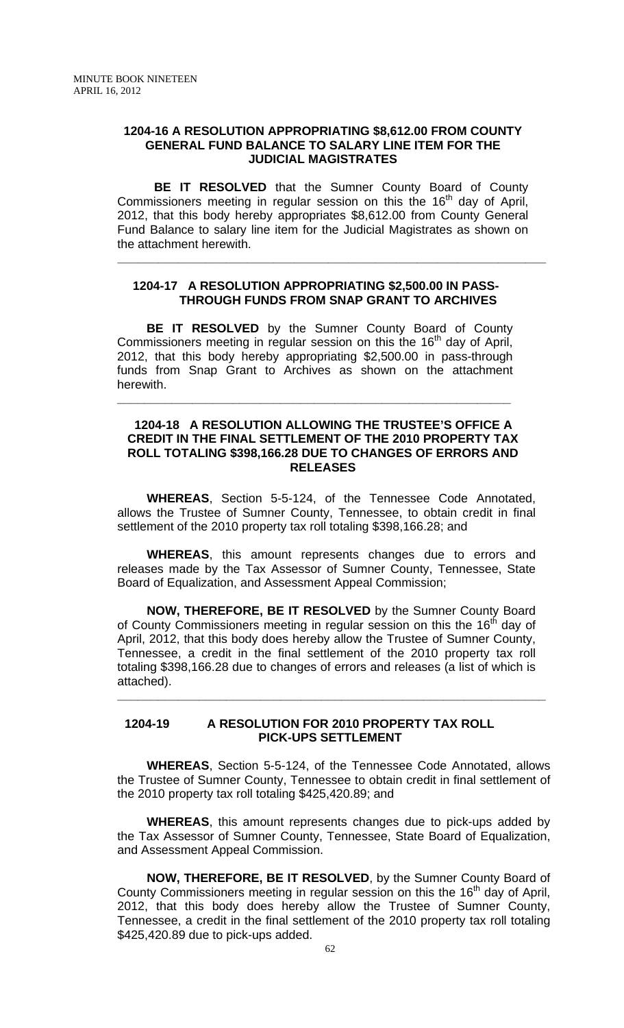**1204-16 A RESOLUTION APPROPRIATING $8,612.00 FROM COUNTY GENERAL FUND BALANCE TO SALARY LINE ITEM FOR THE JUDICIAL MAGISTRATES**

**BE IT RESOLVED** that the Sumner County Board of County Commissioners meeting in regular session on this the 16th day of April, 2012, that this body hereby appropriates $8,612.00 from County General Fund Balance to salary line item for the Judicial Magistrates as shown on the attachment herewith.

---

**1204-17 A RESOLUTION APPROPRIATING $2,500.00 IN PASS-THROUGH FUNDS FROM SNAP GRANT TO ARCHIVES**

**BE IT RESOLVED** by the Sumner County Board of County Commissioners meeting in regular session on this the 16th day of April, 2012, that this body hereby appropriating $2,500.00 in pass-through funds from Snap Grant to Archives as shown on the attachment herewith.

---

**1204-18 A RESOLUTION ALLOWING THE TRUSTEE'S OFFICE A CREDIT IN THE FINAL SETTLEMENT OF THE 2010 PROPERTY TAX ROLL TOTALING $398,166.28 DUE TO CHANGES OF ERRORS AND RELEASES**

**WHEREAS**, Section 5-5-124, of the Tennessee Code Annotated, allows the Trustee of Sumner County, Tennessee, to obtain credit in final settlement of the 2010 property tax roll totaling $398,166.28; and

**WHEREAS**, this amount represents changes due to errors and releases made by the Tax Assessor of Sumner County, Tennessee, State Board of Equalization, and Assessment Appeal Commission;

**NOW, THEREFORE, BE IT RESOLVED** by the Sumner County Board of County Commissioners meeting in regular session on this the 16th day of April, 2012, that this body does hereby allow the Trustee of Sumner County, Tennessee, a credit in the final settlement of the 2010 property tax roll totaling $398,166.28 due to changes of errors and releases (a list of which is attached).

---

**1204-19 A RESOLUTION FOR 2010 PROPERTY TAX ROLL PICK-UPS SETTLEMENT**

**WHEREAS**, Section 5-5-124, of the Tennessee Code Annotated, allows the Trustee of Sumner County, Tennessee to obtain credit in final settlement of the 2010 property tax roll totaling $425,420.89; and

**WHEREAS**, this amount represents changes due to pick-ups added by the Tax Assessor of Sumner County, Tennessee, State Board of Equalization, and Assessment Appeal Commission.

**NOW, THEREFORE, BE IT RESOLVED**, by the Sumner County Board of County Commissioners meeting in regular session on this the 16th day of April, 2012, that this body does hereby allow the Trustee of Sumner County, Tennessee, a credit in the final settlement of the 2010 property tax roll totaling $425,420.89 due to pick-ups added.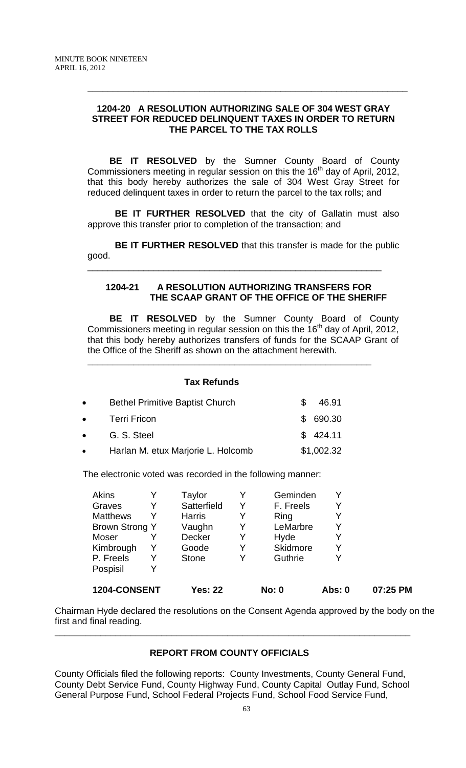**1204-20 A RESOLUTION AUTHORIZING SALE OF 304 WEST GRAY STREET FOR REDUCED DELINQUENT TAXES IN ORDER TO RETURN THE PARCEL TO THE TAX ROLLS**

**BE IT RESOLVED** by the Sumner County Board of County Commissioners meeting in regular session on this the 16th day of April, 2012, that this body hereby authorizes the sale of 304 West Gray Street for reduced delinquent taxes in order to return the parcel to the tax rolls; and

**BE IT FURTHER RESOLVED** that the city of Gallatin must also approve this transfer prior to completion of the transaction; and

**BE IT FURTHER RESOLVED** that this transfer is made for the public good.

---

**1204-21 A RESOLUTION AUTHORIZING TRANSFERS FOR THE SCAAP GRANT OF THE OFFICE OF THE SHERIFF**

**BE IT RESOLVED** by the Sumner County Board of County Commissioners meeting in regular session on this the 16th day of April, 2012, that this body hereby authorizes transfers of funds for the SCAAP Grant of the Office of the Sheriff as shown on the attachment herewith.

---

**Tax Refunds**

- Bethel Primitive Baptist Church $ 46.91
- Terri Fricon $ 690.30
- G. S. Steel $ 424.11
- Harlan M. etux Marjorie L. Holcomb $1,002.32

The electronic voted was recorded in the following manner:

| | | | | | |
|---|---|---|---|---|---|
| Akins | Y | Taylor | Y | Geminden | Y |
| Graves | Y | Satterfield | Y | F. Freels | Y |
| Matthews | Y | Harris | Y | Ring | Y |
| Brown Strong | Y | Vaughn | Y | LeMarbre | Y |
| Moser | Y | Decker | Y | Hyde | Y |
| Kimbrough | Y | Goode | Y | Skidmore | Y |
| P. Freels | Y | Stone | Y | Guthrie | Y |
| Pospisil | Y | | | | |

**1204-CONSENT Yes: 22 No: 0 Abs: 0 07:25 PM**

Chairman Hyde declared the resolutions on the Consent Agenda approved by the body on the first and final reading.

---

**REPORT FROM COUNTY OFFICIALS**

County Officials filed the following reports: County Investments, County General Fund, County Debt Service Fund, County Highway Fund, County Capital Outlay Fund, School General Purpose Fund, School Federal Projects Fund, School Food Service Fund,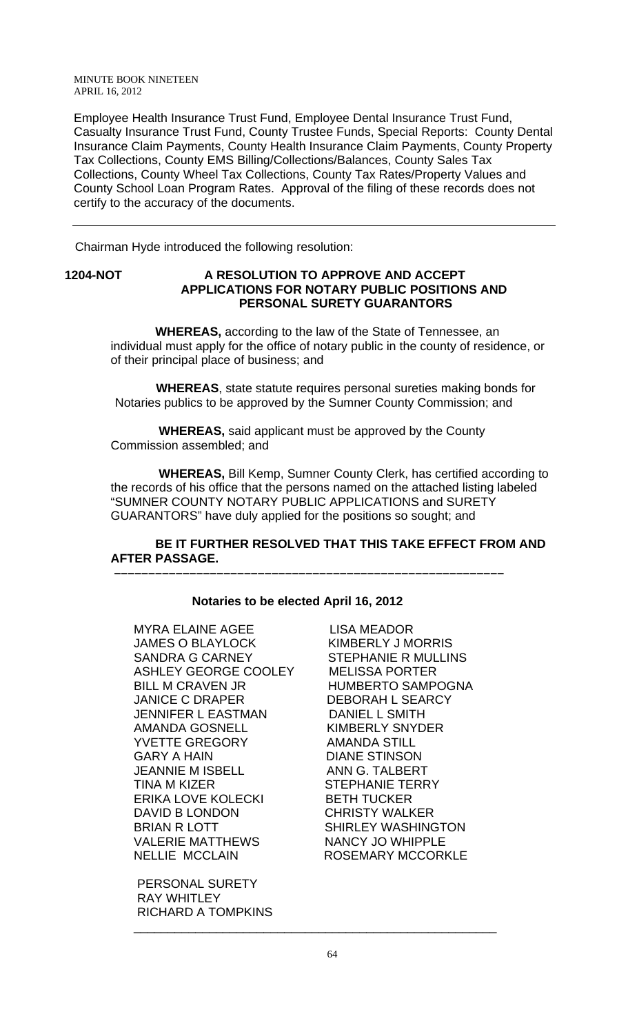Employee Health Insurance Trust Fund, Employee Dental Insurance Trust Fund, Casualty Insurance Trust Fund, County Trustee Funds, Special Reports: County Dental Insurance Claim Payments, County Health Insurance Claim Payments, County Property Tax Collections, County EMS Billing/Collections/Balances, County Sales Tax Collections, County Wheel Tax Collections, County Tax Rates/Property Values and County School Loan Program Rates. Approval of the filing of these records does not certify to the accuracy of the documents.

---

Chairman Hyde introduced the following resolution:

**1204-NOT A RESOLUTION TO APPROVE AND ACCEPT APPLICATIONS FOR NOTARY PUBLIC POSITIONS AND PERSONAL SURETY GUARANTORS**

**WHEREAS,** according to the law of the State of Tennessee, an individual must apply for the office of notary public in the county of residence, or of their principal place of business; and

**WHEREAS**, state statute requires personal sureties making bonds for Notaries publics to be approved by the Sumner County Commission; and

**WHEREAS,** said applicant must be approved by the County Commission assembled; and

**WHEREAS,** Bill Kemp, Sumner County Clerk, has certified according to the records of his office that the persons named on the attached listing labeled "SUMNER COUNTY NOTARY PUBLIC APPLICATIONS and SURETY GUARANTORS" have duly applied for the positions so sought; and

**BE IT FURTHER RESOLVED THAT THIS TAKE EFFECT FROM AND AFTER PASSAGE.**

---

**Notaries to be elected April 16, 2012**

MYRA ELAINE AGEE
JAMES O BLAYLOCK
SANDRA G CARNEY
ASHLEY GEORGE COOLEY
BILL M CRAVEN JR
JANICE C DRAPER
JENNIFER L EASTMAN
AMANDA GOSNELL
YVETTE GREGORY
GARY A HAIN
JEANNIE M ISBELL
TINA M KIZER
ERIKA LOVE KOLECKI
DAVID B LONDON
BRIAN R LOTT
VALERIE MATTHEWS
NELLIE MCCLAIN
LISA MEADOR
KIMBERLY J MORRIS
STEPHANIE R MULLINS
MELISSA PORTER
HUMBERTO SAMPOGNA
DEBORAH L SEARCY
DANIEL L SMITH
KIMBERLY SNYDER
AMANDA STILL
DIANE STINSON
ANN G. TALBERT
STEPHANIE TERRY
BETH TUCKER
CHRISTY WALKER
SHIRLEY WASHINGTON
NANCY JO WHIPPLE
ROSEMARY MCCORKLE

PERSONAL SURETY
RAY WHITLEY
RICHARD A TOMPKINS

---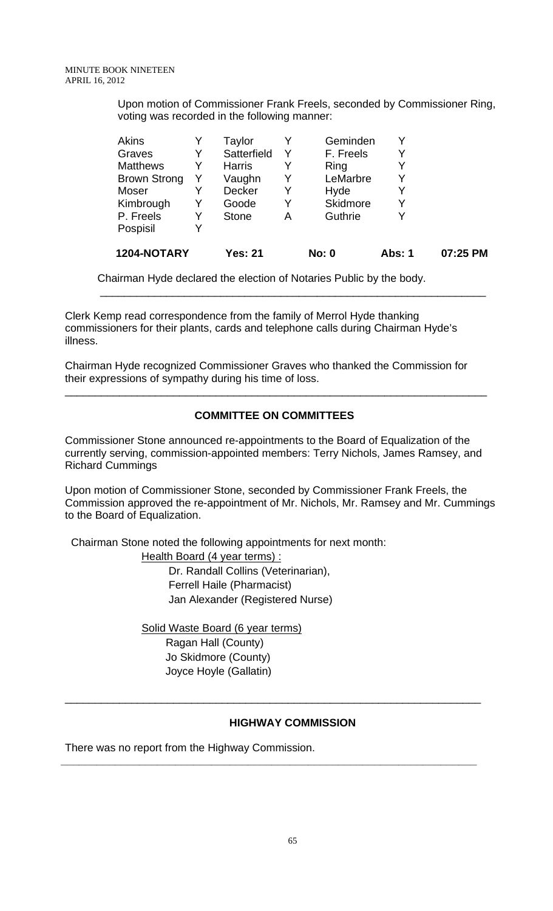Upon motion of Commissioner Frank Freels, seconded by Commissioner Ring, voting was recorded in the following manner:

| | | | | | | |
|---|---|---|---|---|---|---|
| Akins | Y | Taylor | Y | Geminden | Y | |
| Graves | Y | Satterfield | Y | F. Freels | Y | |
| Matthews | Y | Harris | Y | Ring | Y | |
| Brown Strong | Y | Vaughn | Y | LeMarbre | Y | |
| Moser | Y | Decker | Y | Hyde | Y | |
| Kimbrough | Y | Goode | Y | Skidmore | Y | |
| P. Freels | Y | Stone | A | Guthrie | Y | |
| Pospisil | Y | | | | | |
| **1204-NOTARY** | | **Yes: 21** | | **No: 0** | **Abs: 1** | **07:25 PM** |

Chairman Hyde declared the election of Notaries Public by the body.

---

Clerk Kemp read correspondence from the family of Merrol Hyde thanking commissioners for their plants, cards and telephone calls during Chairman Hyde's illness.

Chairman Hyde recognized Commissioner Graves who thanked the Commission for their expressions of sympathy during his time of loss.

---

## COMMITTEE ON COMMITTEES

Commissioner Stone announced re-appointments to the Board of Equalization of the currently serving, commission-appointed members: Terry Nichols, James Ramsey, and Richard Cummings

Upon motion of Commissioner Stone, seconded by Commissioner Frank Freels, the Commission approved the re-appointment of Mr. Nichols, Mr. Ramsey and Mr. Cummings to the Board of Equalization.

Chairman Stone noted the following appointments for next month:

Health Board (4 year terms) :
- Dr. Randall Collins (Veterinarian),
- Ferrell Haile (Pharmacist)
- Jan Alexander (Registered Nurse)

Solid Waste Board (6 year terms)
- Ragan Hall (County)
- Jo Skidmore (County)
- Joyce Hoyle (Gallatin)

---

## HIGHWAY COMMISSION

There was no report from the Highway Commission.

---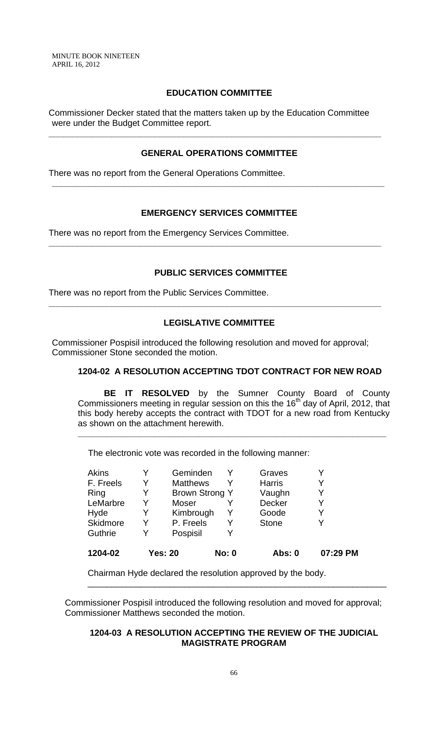### EDUCATION COMMITTEE

Commissioner Decker stated that the matters taken up by the Education Committee were under the Budget Committee report.

---

### GENERAL OPERATIONS COMMITTEE

There was no report from the General Operations Committee.

---

### EMERGENCY SERVICES COMMITTEE

There was no report from the Emergency Services Committee.

---

### PUBLIC SERVICES COMMITTEE

There was no report from the Public Services Committee.

---

### LEGISLATIVE COMMITTEE

Commissioner Pospisil introduced the following resolution and moved for approval; Commissioner Stone seconded the motion.

**1204-02 A RESOLUTION ACCEPTING TDOT CONTRACT FOR NEW ROAD**

**BE IT RESOLVED** by the Sumner County Board of County Commissioners meeting in regular session on this the 16th day of April, 2012, that this body hereby accepts the contract with TDOT for a new road from Kentucky as shown on the attachment herewith.

---

The electronic vote was recorded in the following manner:

| | | | | | |
|---|---|---|---|---|---|
| Akins | Y | Geminden | Y | Graves | Y |
| F. Freels | Y | Matthews | Y | Harris | Y |
| Ring | Y | Brown Strong | Y | Vaughn | Y |
| LeMarbre | Y | Moser | Y | Decker | Y |
| Hyde | Y | Kimbrough | Y | Goode | Y |
| Skidmore | Y | P. Freels | Y | Stone | Y |
| Guthrie | Y | Pospisil | Y | | |

**1204-02 Yes: 20 No: 0 Abs: 0 07:29 PM**

Chairman Hyde declared the resolution approved by the body.

---

Commissioner Pospisil introduced the following resolution and moved for approval; Commissioner Matthews seconded the motion.

**1204-03 A RESOLUTION ACCEPTING THE REVIEW OF THE JUDICIAL MAGISTRATE PROGRAM**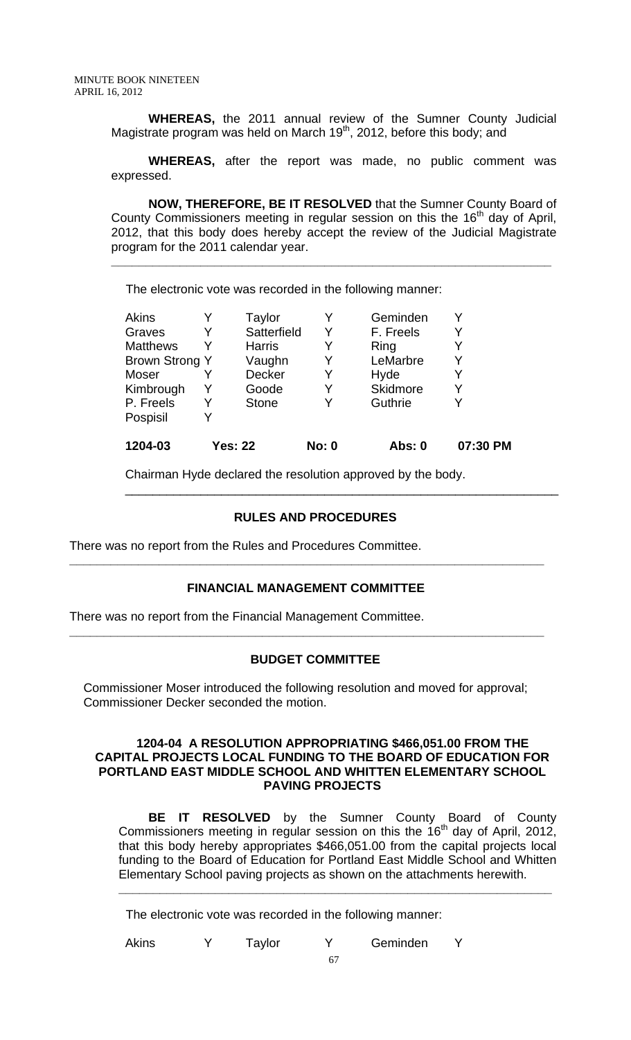**WHEREAS,** the 2011 annual review of the Sumner County Judicial Magistrate program was held on March 19th, 2012, before this body; and

**WHEREAS,** after the report was made, no public comment was expressed.

**NOW, THEREFORE, BE IT RESOLVED** that the Sumner County Board of County Commissioners meeting in regular session on this the 16th day of April, 2012, that this body does hereby accept the review of the Judicial Magistrate program for the 2011 calendar year.

---

The electronic vote was recorded in the following manner:

| | | | | | |
|---|---|---|---|---|---|
| Akins | Y | Taylor | Y | Geminden | Y |
| Graves | Y | Satterfield | Y | F. Freels | Y |
| Matthews | Y | Harris | Y | Ring | Y |
| Brown Strong | Y | Vaughn | Y | LeMarbre | Y |
| Moser | Y | Decker | Y | Hyde | Y |
| Kimbrough | Y | Goode | Y | Skidmore | Y |
| P. Freels | Y | Stone | Y | Guthrie | Y |
| Pospisil | Y | | | | |

**1204-03 Yes: 22 No: 0 Abs: 0 07:30 PM**

Chairman Hyde declared the resolution approved by the body.

---

## RULES AND PROCEDURES

There was no report from the Rules and Procedures Committee.

---

## FINANCIAL MANAGEMENT COMMITTEE

There was no report from the Financial Management Committee.

---

## BUDGET COMMITTEE

Commissioner Moser introduced the following resolution and moved for approval; Commissioner Decker seconded the motion.

### 1204-04 A RESOLUTION APPROPRIATING $466,051.00 FROM THE CAPITAL PROJECTS LOCAL FUNDING TO THE BOARD OF EDUCATION FOR PORTLAND EAST MIDDLE SCHOOL AND WHITTEN ELEMENTARY SCHOOL PAVING PROJECTS

**BE IT RESOLVED** by the Sumner County Board of County Commissioners meeting in regular session on this the 16th day of April, 2012, that this body hereby appropriates $466,051.00 from the capital projects local funding to the Board of Education for Portland East Middle School and Whitten Elementary School paving projects as shown on the attachments herewith.

---

The electronic vote was recorded in the following manner:

| | | | | | |
|---|---|---|---|---|---|
| Akins | Y | Taylor | Y | Geminden | Y |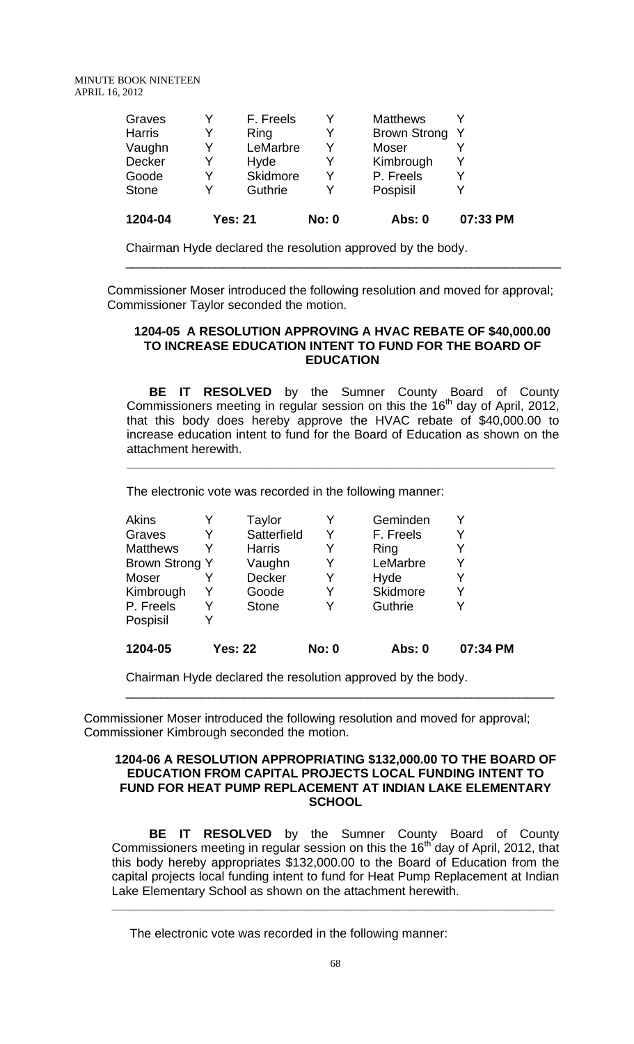| Graves | Y | F. Freels | Y | Matthews | Y |
|---|---|---|---|---|---|
| Harris | Y | Ring | Y | Brown Strong | Y |
| Vaughn | Y | LeMarbre | Y | Moser | Y |
| Decker | Y | Hyde | Y | Kimbrough | Y |
| Goode | Y | Skidmore | Y | P. Freels | Y |
| Stone | Y | Guthrie | Y | Pospisil | Y |
| **1204-04** | **Yes: 21** | | **No: 0** | **Abs: 0** | **07:33 PM** |

Chairman Hyde declared the resolution approved by the body.

---

Commissioner Moser introduced the following resolution and moved for approval; Commissioner Taylor seconded the motion.

**1204-05 A RESOLUTION APPROVING A HVAC REBATE OF $40,000.00 TO INCREASE EDUCATION INTENT TO FUND FOR THE BOARD OF EDUCATION**

**BE IT RESOLVED** by the Sumner County Board of County Commissioners meeting in regular session on this the 16th day of April, 2012, that this body does hereby approve the HVAC rebate of $40,000.00 to increase education intent to fund for the Board of Education as shown on the attachment herewith.

---

The electronic vote was recorded in the following manner:

| Akins | Y | Taylor | Y | Geminden | Y |
|---|---|---|---|---|---|
| Graves | Y | Satterfield | Y | F. Freels | Y |
| Matthews | Y | Harris | Y | Ring | Y |
| Brown Strong | Y | Vaughn | Y | LeMarbre | Y |
| Moser | Y | Decker | Y | Hyde | Y |
| Kimbrough | Y | Goode | Y | Skidmore | Y |
| P. Freels | Y | Stone | Y | Guthrie | Y |
| Pospisil | Y | | | | |
| **1204-05** | **Yes: 22** | | **No: 0** | **Abs: 0** | **07:34 PM** |

Chairman Hyde declared the resolution approved by the body.

---

Commissioner Moser introduced the following resolution and moved for approval; Commissioner Kimbrough seconded the motion.

**1204-06 A RESOLUTION APPROPRIATING $132,000.00 TO THE BOARD OF EDUCATION FROM CAPITAL PROJECTS LOCAL FUNDING INTENT TO FUND FOR HEAT PUMP REPLACEMENT AT INDIAN LAKE ELEMENTARY SCHOOL**

**BE IT RESOLVED** by the Sumner County Board of County Commissioners meeting in regular session on this the 16th day of April, 2012, that this body hereby appropriates $132,000.00 to the Board of Education from the capital projects local funding intent to fund for Heat Pump Replacement at Indian Lake Elementary School as shown on the attachment herewith.

---

The electronic vote was recorded in the following manner: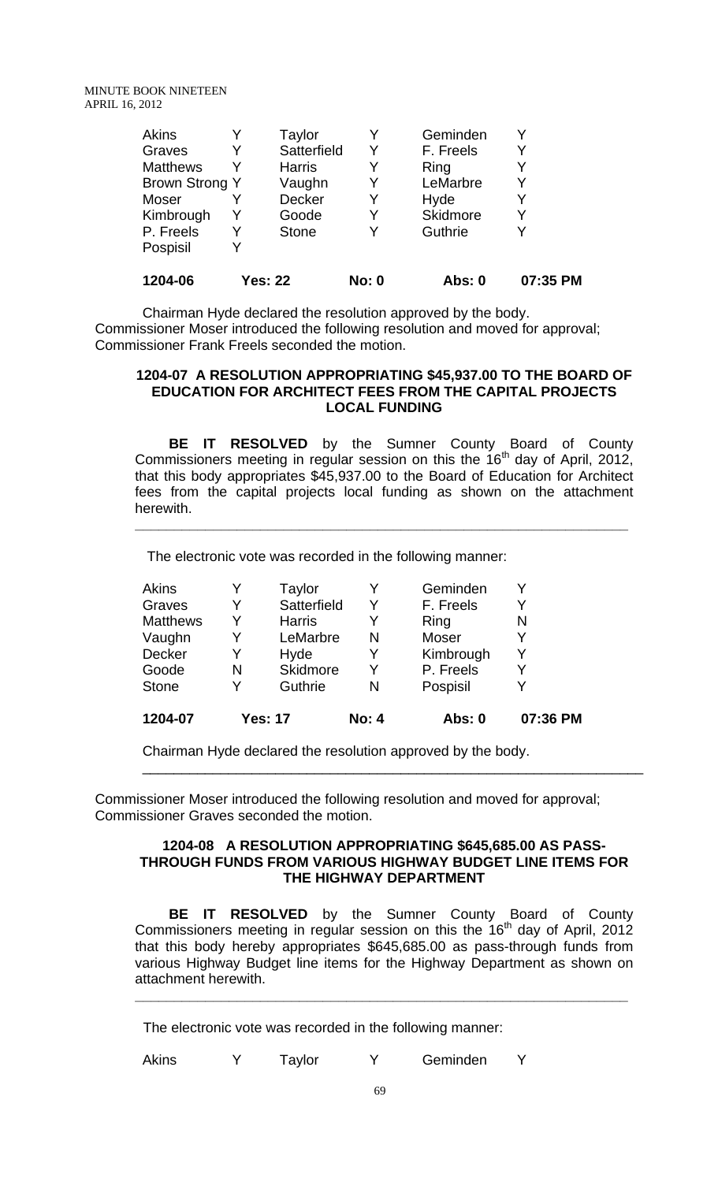| Akins | Y | Taylor | Y | Geminden | Y |
|---|---|---|---|---|---|
| Graves | Y | Satterfield | Y | F. Freels | Y |
| Matthews | Y | Harris | Y | Ring | Y |
| Brown Strong | Y | Vaughn | Y | LeMarbre | Y |
| Moser | Y | Decker | Y | Hyde | Y |
| Kimbrough | Y | Goode | Y | Skidmore | Y |
| P. Freels | Y | Stone | Y | Guthrie | Y |
| Pospisil | Y | | | | |

**1204-06 Yes: 22 No: 0 Abs: 0 07:35 PM**

Chairman Hyde declared the resolution approved by the body.
Commissioner Moser introduced the following resolution and moved for approval; Commissioner Frank Freels seconded the motion.

### 1204-07 A RESOLUTION APPROPRIATING $45,937.00 TO THE BOARD OF EDUCATION FOR ARCHITECT FEES FROM THE CAPITAL PROJECTS LOCAL FUNDING

**BE IT RESOLVED** by the Sumner County Board of County Commissioners meeting in regular session on this the 16th day of April, 2012, that this body appropriates $45,937.00 to the Board of Education for Architect fees from the capital projects local funding as shown on the attachment herewith.

---

The electronic vote was recorded in the following manner:

| Akins | Y | Taylor | Y | Geminden | Y |
|---|---|---|---|---|---|
| Graves | Y | Satterfield | Y | F. Freels | Y |
| Matthews | Y | Harris | Y | Ring | N |
| Vaughn | Y | LeMarbre | N | Moser | Y |
| Decker | Y | Hyde | Y | Kimbrough | Y |
| Goode | N | Skidmore | Y | P. Freels | Y |
| Stone | Y | Guthrie | N | Pospisil | Y |

**1204-07 Yes: 17 No: 4 Abs: 0 07:36 PM**

Chairman Hyde declared the resolution approved by the body.

---

Commissioner Moser introduced the following resolution and moved for approval; Commissioner Graves seconded the motion.

### 1204-08 A RESOLUTION APPROPRIATING $645,685.00 AS PASS-THROUGH FUNDS FROM VARIOUS HIGHWAY BUDGET LINE ITEMS FOR THE HIGHWAY DEPARTMENT

**BE IT RESOLVED** by the Sumner County Board of County Commissioners meeting in regular session on this the 16th day of April, 2012 that this body hereby appropriates $645,685.00 as pass-through funds from various Highway Budget line items for the Highway Department as shown on attachment herewith.

---

The electronic vote was recorded in the following manner:

| Akins | Y | Taylor | Y | Geminden | Y |
|---|---|---|---|---|---|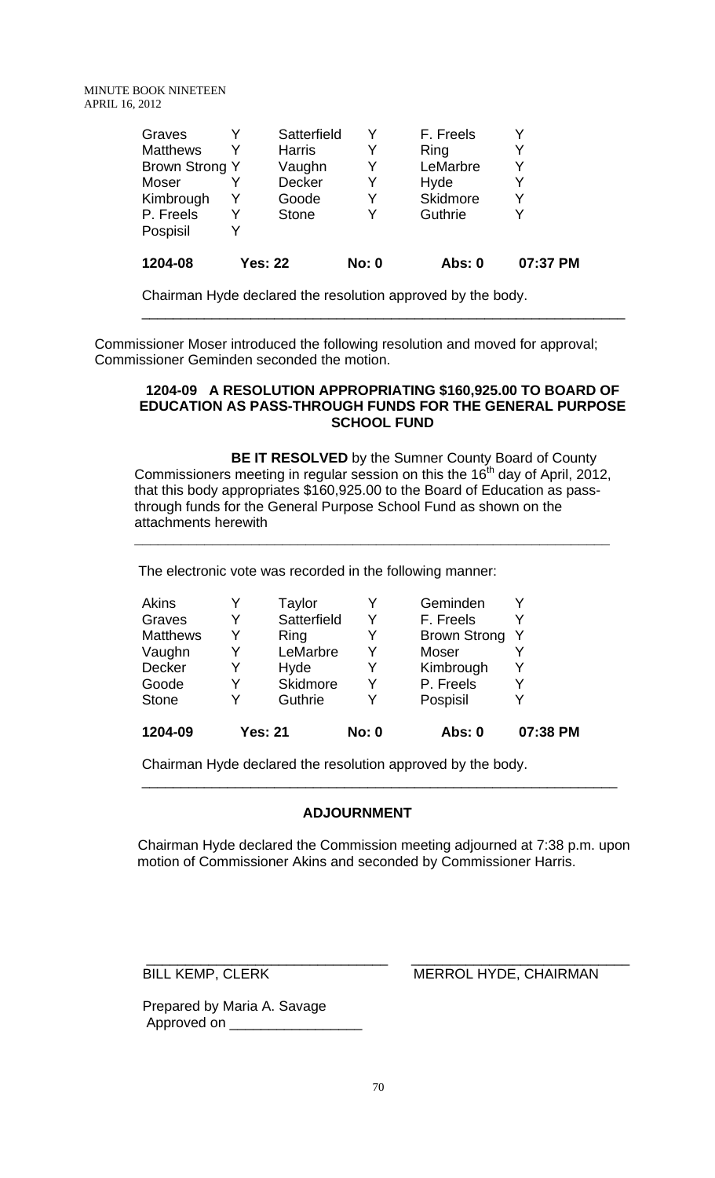| | | | | | |
|---|---|---|---|---|---|
| Graves | Y | Satterfield | Y | F. Freels | Y |
| Matthews | Y | Harris | Y | Ring | Y |
| Brown Strong | Y | Vaughn | Y | LeMarbre | Y |
| Moser | Y | Decker | Y | Hyde | Y |
| Kimbrough | Y | Goode | Y | Skidmore | Y |
| P. Freels | Y | Stone | Y | Guthrie | Y |
| Pospisil | Y | | | | |

**1204-08** **Yes: 22** **No: 0** **Abs: 0** **07:37 PM**

Chairman Hyde declared the resolution approved by the body.

---

Commissioner Moser introduced the following resolution and moved for approval; Commissioner Geminden seconded the motion.

**1204-09 A RESOLUTION APPROPRIATING $160,925.00 TO BOARD OF EDUCATION AS PASS-THROUGH FUNDS FOR THE GENERAL PURPOSE SCHOOL FUND**

**BE IT RESOLVED** by the Sumner County Board of County Commissioners meeting in regular session on this the 16th day of April, 2012, that this body appropriates $160,925.00 to the Board of Education as pass-through funds for the General Purpose School Fund as shown on the attachments herewith

---

The electronic vote was recorded in the following manner:

| | | | | | |
|---|---|---|---|---|---|
| Akins | Y | Taylor | Y | Geminden | Y |
| Graves | Y | Satterfield | Y | F. Freels | Y |
| Matthews | Y | Ring | Y | Brown Strong | Y |
| Vaughn | Y | LeMarbre | Y | Moser | Y |
| Decker | Y | Hyde | Y | Kimbrough | Y |
| Goode | Y | Skidmore | Y | P. Freels | Y |
| Stone | Y | Guthrie | Y | Pospisil | Y |

**1204-09** **Yes: 21** **No: 0** **Abs: 0** **07:38 PM**

Chairman Hyde declared the resolution approved by the body.

---

## ADJOURNMENT

Chairman Hyde declared the Commission meeting adjourned at 7:38 p.m. upon motion of Commissioner Akins and seconded by Commissioner Harris.

\_\_\_\_\_\_\_\_\_\_\_\_\_\_\_\_\_\_\_\_\_\_\_\_\_\_\_\_\_\_ \_\_\_\_\_\_\_\_\_\_\_\_\_\_\_\_\_\_\_\_\_\_\_\_\_\_\_\_\_\_

BILL KEMP, CLERK MERROL HYDE, CHAIRMAN

Prepared by Maria A. Savage

Approved on \_\_\_\_\_\_\_\_\_\_\_\_\_\_\_\_